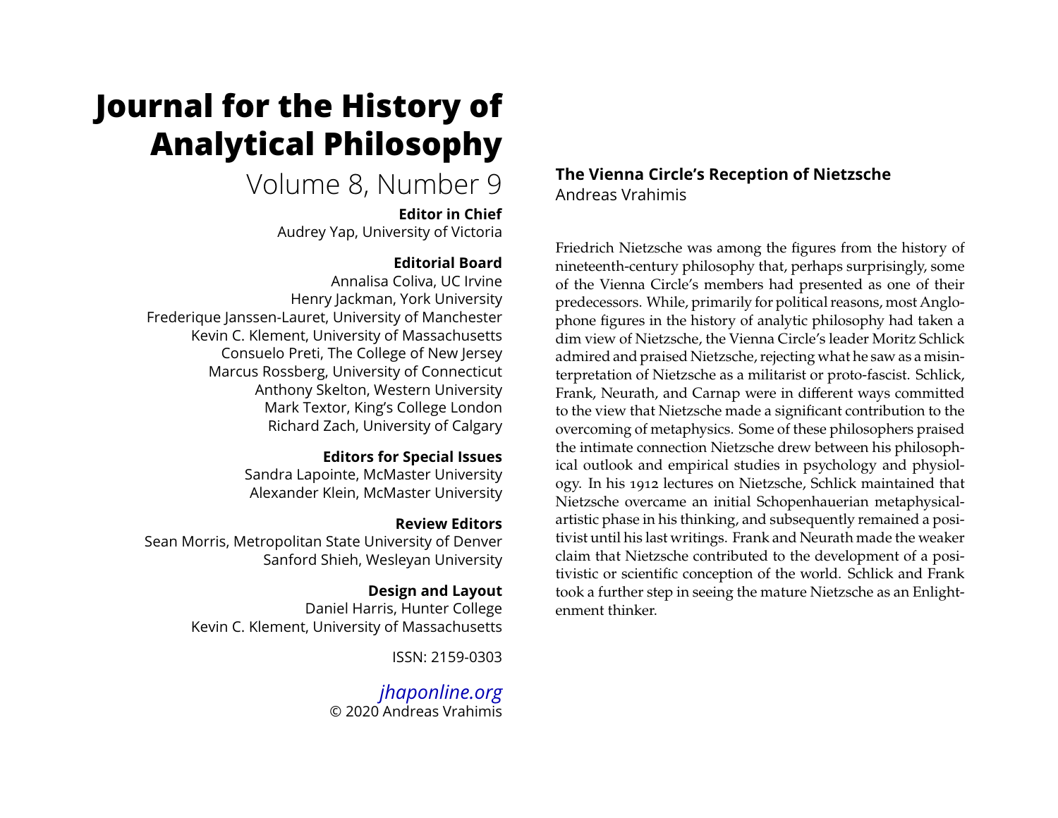# Journal for the History of Analytical Philosophy

Volume 8, Number 9

**Editor in Chief**
Audrey Yap, University of Victoria

**Editorial Board**
Annalisa Coliva, UC Irvine
Henry Jackman, York University
Frederique Janssen-Lauret, University of Manchester
Kevin C. Klement, University of Massachusetts
Consuelo Preti, The College of New Jersey
Marcus Rossberg, University of Connecticut
Anthony Skelton, Western University
Mark Textor, King's College London
Richard Zach, University of Calgary

**Editors for Special Issues**
Sandra Lapointe, McMaster University
Alexander Klein, McMaster University

**Review Editors**
Sean Morris, Metropolitan State University of Denver
Sanford Shieh, Wesleyan University

**Design and Layout**
Daniel Harris, Hunter College
Kevin C. Klement, University of Massachusetts

ISSN: 2159-0303

*jhaponline.org*
© 2020 Andreas Vrahimis

## The Vienna Circle's Reception of Nietzsche

Andreas Vrahimis

Friedrich Nietzsche was among the figures from the history of nineteenth-century philosophy that, perhaps surprisingly, some of the Vienna Circle's members had presented as one of their predecessors. While, primarily for political reasons, most Anglophone figures in the history of analytic philosophy had taken a dim view of Nietzsche, the Vienna Circle's leader Moritz Schlick admired and praised Nietzsche, rejecting what he saw as a misinterpretation of Nietzsche as a militarist or proto-fascist. Schlick, Frank, Neurath, and Carnap were in different ways committed to the view that Nietzsche made a significant contribution to the overcoming of metaphysics. Some of these philosophers praised the intimate connection Nietzsche drew between his philosophical outlook and empirical studies in psychology and physiology. In his 1912 lectures on Nietzsche, Schlick maintained that Nietzsche overcame an initial Schopenhauerian metaphysical-artistic phase in his thinking, and subsequently remained a positivist until his last writings. Frank and Neurath made the weaker claim that Nietzsche contributed to the development of a positivistic or scientific conception of the world. Schlick and Frank took a further step in seeing the mature Nietzsche as an Enlightenment thinker.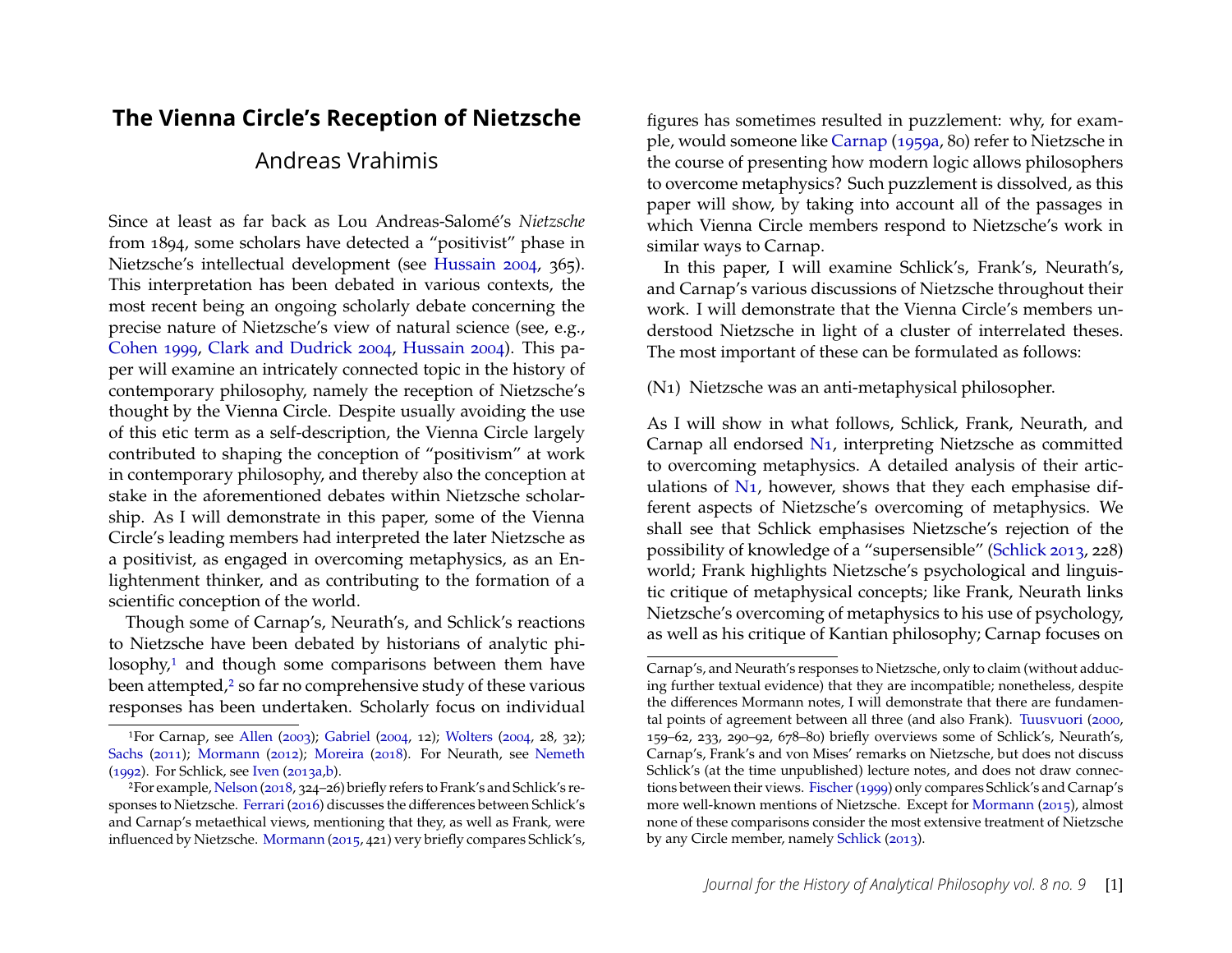# The Vienna Circle's Reception of Nietzsche

Andreas Vrahimis

Since at least as far back as Lou Andreas-Salomé's *Nietzsche* from 1894, some scholars have detected a "positivist" phase in Nietzsche's intellectual development (see Hussain 2004, 365). This interpretation has been debated in various contexts, the most recent being an ongoing scholarly debate concerning the precise nature of Nietzsche's view of natural science (see, e.g., Cohen 1999, Clark and Dudrick 2004, Hussain 2004). This paper will examine an intricately connected topic in the history of contemporary philosophy, namely the reception of Nietzsche's thought by the Vienna Circle. Despite usually avoiding the use of this etic term as a self-description, the Vienna Circle largely contributed to shaping the conception of "positivism" at work in contemporary philosophy, and thereby also the conception at stake in the aforementioned debates within Nietzsche scholarship. As I will demonstrate in this paper, some of the Vienna Circle's leading members had interpreted the later Nietzsche as a positivist, as engaged in overcoming metaphysics, as an Enlightenment thinker, and as contributing to the formation of a scientific conception of the world.

Though some of Carnap's, Neurath's, and Schlick's reactions to Nietzsche have been debated by historians of analytic philosophy,[1] and though some comparisons between them have been attempted,[2] so far no comprehensive study of these various responses has been undertaken. Scholarly focus on individual figures has sometimes resulted in puzzlement: why, for example, would someone like Carnap (1959a, 80) refer to Nietzsche in the course of presenting how modern logic allows philosophers to overcome metaphysics? Such puzzlement is dissolved, as this paper will show, by taking into account all of the passages in which Vienna Circle members respond to Nietzsche's work in similar ways to Carnap.

In this paper, I will examine Schlick's, Frank's, Neurath's, and Carnap's various discussions of Nietzsche throughout their work. I will demonstrate that the Vienna Circle's members understood Nietzsche in light of a cluster of interrelated theses. The most important of these can be formulated as follows:

(N1) Nietzsche was an anti-metaphysical philosopher.

As I will show in what follows, Schlick, Frank, Neurath, and Carnap all endorsed N1, interpreting Nietzsche as committed to overcoming metaphysics. A detailed analysis of their articulations of N1, however, shows that they each emphasise different aspects of Nietzsche's overcoming of metaphysics. We shall see that Schlick emphasises Nietzsche's rejection of the possibility of knowledge of a "supersensible" (Schlick 2013, 228) world; Frank highlights Nietzsche's psychological and linguistic critique of metaphysical concepts; like Frank, Neurath links Nietzsche's overcoming of metaphysics to his use of psychology, as well as his critique of Kantian philosophy; Carnap focuses on

---

[1] For Carnap, see Allen (2003); Gabriel (2004, 12); Wolters (2004, 28, 32); Sachs (2011); Mormann (2012); Moreira (2018). For Neurath, see Nemeth (1992). For Schlick, see Iven (2013a,b).

[2] For example, Nelson (2018, 324–26) briefly refers to Frank's and Schlick's responses to Nietzsche. Ferrari (2016) discusses the differences between Schlick's and Carnap's metaethical views, mentioning that they, as well as Frank, were influenced by Nietzsche. Mormann (2015, 421) very briefly compares Schlick's, Carnap's, and Neurath's responses to Nietzsche, only to claim (without adducing further textual evidence) that they are incompatible; nonetheless, despite the differences Mormann notes, I will demonstrate that there are fundamental points of agreement between all three (and also Frank). Tuusvuori (2000, 159–62, 233, 290–92, 678–80) briefly overviews some of Schlick's, Neurath's, Carnap's, Frank's and von Mises' remarks on Nietzsche, but does not discuss Schlick's (at the time unpublished) lecture notes, and does not draw connections between their views. Fischer (1999) only compares Schlick's and Carnap's more well-known mentions of Nietzsche. Except for Mormann (2015), almost none of these comparisons consider the most extensive treatment of Nietzsche by any Circle member, namely Schlick (2013).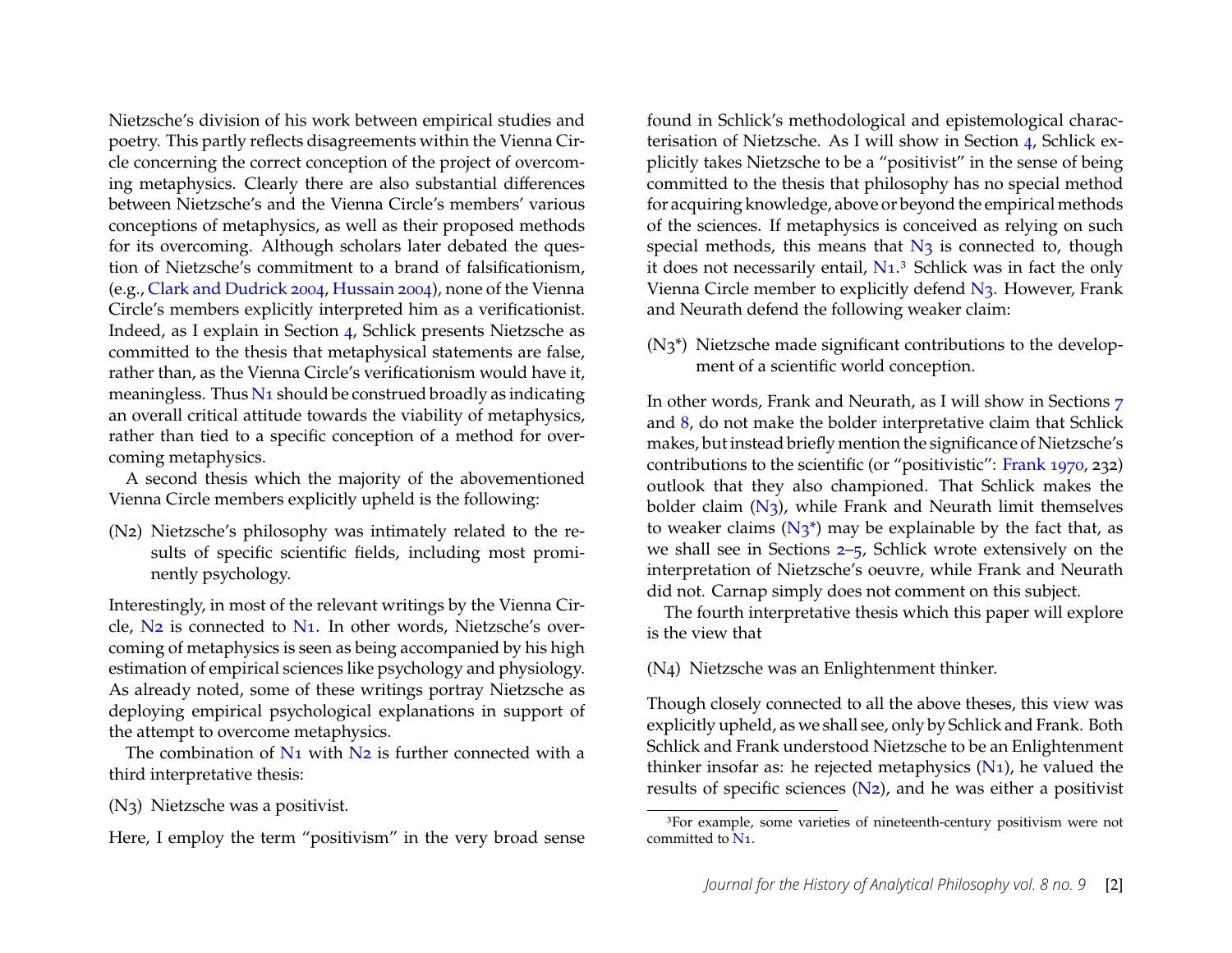Nietzsche's division of his work between empirical studies and poetry. This partly reflects disagreements within the Vienna Circle concerning the correct conception of the project of overcoming metaphysics. Clearly there are also substantial differences between Nietzsche's and the Vienna Circle's members' various conceptions of metaphysics, as well as their proposed methods for its overcoming. Although scholars later debated the question of Nietzsche's commitment to a brand of falsificationism, (e.g., Clark and Dudrick 2004, Hussain 2004), none of the Vienna Circle's members explicitly interpreted him as a verificationist. Indeed, as I explain in Section 4, Schlick presents Nietzsche as committed to the thesis that metaphysical statements are false, rather than, as the Vienna Circle's verificationism would have it, meaningless. Thus N1 should be construed broadly as indicating an overall critical attitude towards the viability of metaphysics, rather than tied to a specific conception of a method for overcoming metaphysics.

A second thesis which the majority of the abovementioned Vienna Circle members explicitly upheld is the following:

(N2) Nietzsche's philosophy was intimately related to the results of specific scientific fields, including most prominently psychology.

Interestingly, in most of the relevant writings by the Vienna Circle, N2 is connected to N1. In other words, Nietzsche's overcoming of metaphysics is seen as being accompanied by his high estimation of empirical sciences like psychology and physiology. As already noted, some of these writings portray Nietzsche as deploying empirical psychological explanations in support of the attempt to overcome metaphysics.

The combination of N1 with N2 is further connected with a third interpretative thesis:

(N3) Nietzsche was a positivist.

Here, I employ the term "positivism" in the very broad sense found in Schlick's methodological and epistemological characterisation of Nietzsche. As I will show in Section 4, Schlick explicitly takes Nietzsche to be a "positivist" in the sense of being committed to the thesis that philosophy has no special method for acquiring knowledge, above or beyond the empirical methods of the sciences. If metaphysics is conceived as relying on such special methods, this means that N3 is connected to, though it does not necessarily entail, N1.[3] Schlick was in fact the only Vienna Circle member to explicitly defend N3. However, Frank and Neurath defend the following weaker claim:

(N3*) Nietzsche made significant contributions to the development of a scientific world conception.

In other words, Frank and Neurath, as I will show in Sections 7 and 8, do not make the bolder interpretative claim that Schlick makes, but instead briefly mention the significance of Nietzsche's contributions to the scientific (or "positivistic": Frank 1970, 232) outlook that they also championed. That Schlick makes the bolder claim (N3), while Frank and Neurath limit themselves to weaker claims (N3*) may be explainable by the fact that, as we shall see in Sections 2–5, Schlick wrote extensively on the interpretation of Nietzsche's oeuvre, while Frank and Neurath did not. Carnap simply does not comment on this subject.

The fourth interpretative thesis which this paper will explore is the view that

(N4) Nietzsche was an Enlightenment thinker.

Though closely connected to all the above theses, this view was explicitly upheld, as we shall see, only by Schlick and Frank. Both Schlick and Frank understood Nietzsche to be an Enlightenment thinker insofar as: he rejected metaphysics (N1), he valued the results of specific sciences (N2), and he was either a positivist

[3] For example, some varieties of nineteenth-century positivism were not committed to N1.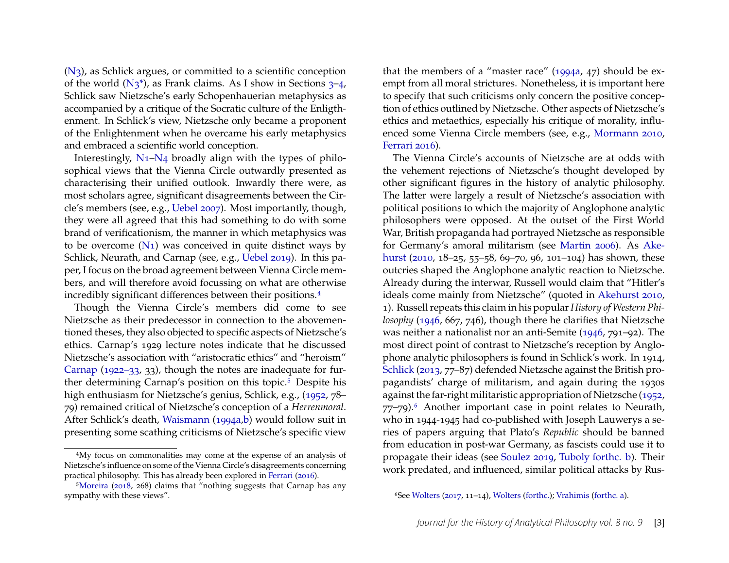(N3), as Schlick argues, or committed to a scientific conception of the world (N3*), as Frank claims. As I show in Sections 3–4, Schlick saw Nietzsche's early Schopenhauerian metaphysics as accompanied by a critique of the Socratic culture of the Enligthenment. In Schlick's view, Nietzsche only became a proponent of the Enlightenment when he overcame his early metaphysics and embraced a scientific world conception.

Interestingly, N1–N4 broadly align with the types of philosophical views that the Vienna Circle outwardly presented as characterising their unified outlook. Inwardly there were, as most scholars agree, significant disagreements between the Circle's members (see, e.g., Uebel 2007). Most importantly, though, they were all agreed that this had something to do with some brand of verificationism, the manner in which metaphysics was to be overcome (N1) was conceived in quite distinct ways by Schlick, Neurath, and Carnap (see, e.g., Uebel 2019). In this paper, I focus on the broad agreement between Vienna Circle members, and will therefore avoid focussing on what are otherwise incredibly significant differences between their positions.[4]

Though the Vienna Circle's members did come to see Nietzsche as their predecessor in connection to the abovementioned theses, they also objected to specific aspects of Nietzsche's ethics. Carnap's 1929 lecture notes indicate that he discussed Nietzsche's association with "aristocratic ethics" and "heroism" Carnap (1922–33, 33), though the notes are inadequate for further determining Carnap's position on this topic.[5] Despite his high enthusiasm for Nietzsche's genius, Schlick, e.g., (1952, 78–79) remained critical of Nietzsche's conception of a *Herrenmoral*. After Schlick's death, Waismann (1994a,b) would follow suit in presenting some scathing criticisms of Nietzsche's specific view that the members of a "master race" (1994a, 47) should be exempt from all moral strictures. Nonetheless, it is important here to specify that such criticisms only concern the positive conception of ethics outlined by Nietzsche. Other aspects of Nietzsche's ethics and metaethics, especially his critique of morality, influenced some Vienna Circle members (see, e.g., Mormann 2010, Ferrari 2016).

The Vienna Circle's accounts of Nietzsche are at odds with the vehement rejections of Nietzsche's thought developed by other significant figures in the history of analytic philosophy. The latter were largely a result of Nietzsche's association with political positions to which the majority of Anglophone analytic philosophers were opposed. At the outset of the First World War, British propaganda had portrayed Nietzsche as responsible for Germany's amoral militarism (see Martin 2006). As Akehurst (2010, 18–25, 55–58, 69–70, 96, 101–104) has shown, these outcries shaped the Anglophone analytic reaction to Nietzsche. Already during the interwar, Russell would claim that "Hitler's ideals come mainly from Nietzsche" (quoted in Akehurst 2010, 1). Russell repeats this claim in his popular *History of Western Philosophy* (1946, 667, 746), though there he clarifies that Nietzsche was neither a nationalist nor an anti-Semite (1946, 791–92). The most direct point of contrast to Nietzsche's reception by Anglophone analytic philosophers is found in Schlick's work. In 1914, Schlick (2013, 77–87) defended Nietzsche against the British propagandists' charge of militarism, and again during the 1930s against the far-right militaristic appropriation of Nietzsche (1952, 77–79).[6] Another important case in point relates to Neurath, who in 1944-1945 had co-published with Joseph Lauwerys a series of papers arguing that Plato's *Republic* should be banned from education in post-war Germany, as fascists could use it to propagate their ideas (see Soulez 2019, Tuboly forthc. b). Their work predated, and influenced, similar political attacks by Rus-

[4] My focus on commonalities may come at the expense of an analysis of Nietzsche's influence on some of the Vienna Circle's disagreements concerning practical philosophy. This has already been explored in Ferrari (2016).

[5] Moreira (2018, 268) claims that "nothing suggests that Carnap has any sympathy with these views".

[6] See Wolters (2017, 11–14), Wolters (forthc.); Vrahimis (forthc. a).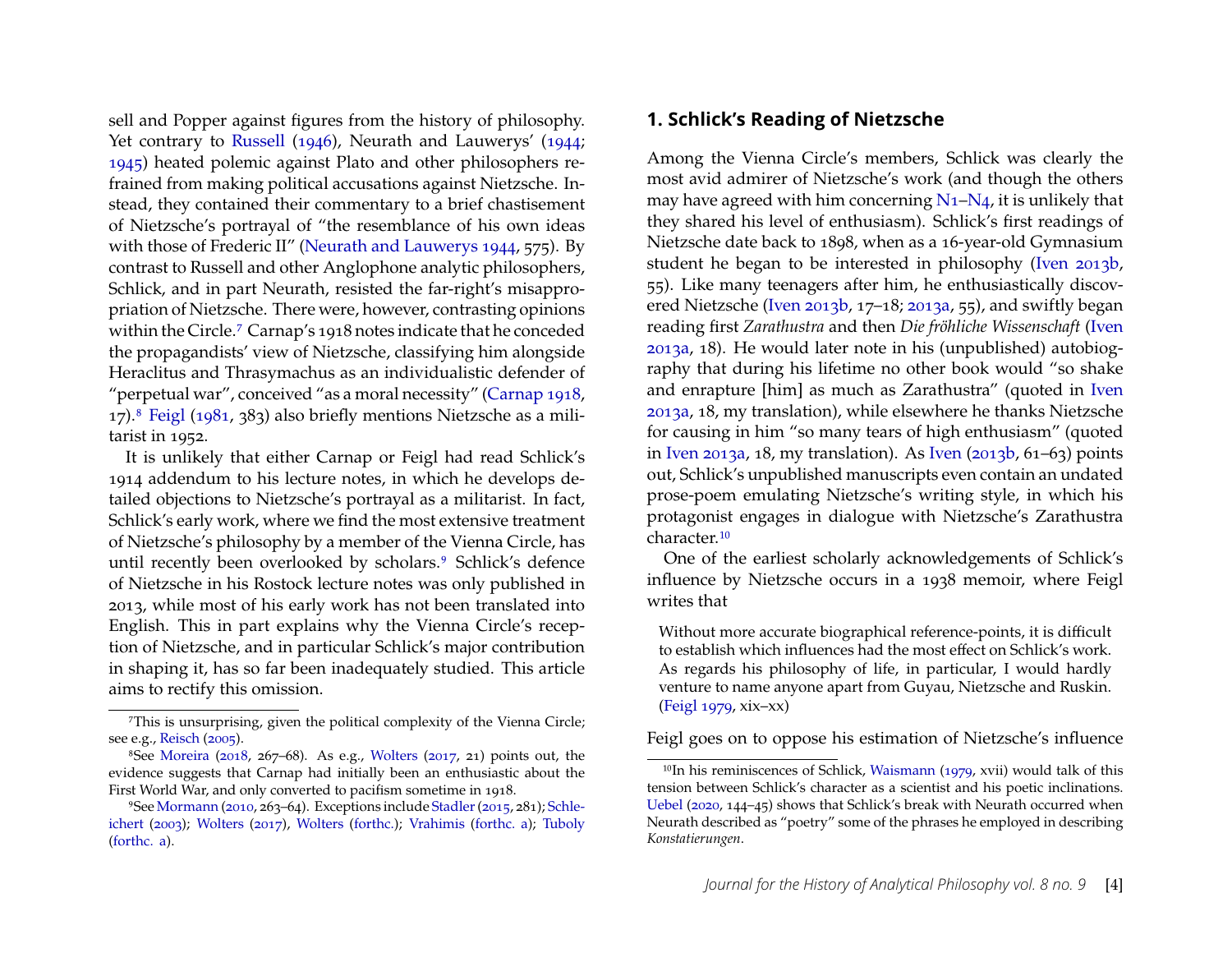sell and Popper against figures from the history of philosophy. Yet contrary to Russell (1946), Neurath and Lauwerys' (1944; 1945) heated polemic against Plato and other philosophers refrained from making political accusations against Nietzsche. Instead, they contained their commentary to a brief chastisement of Nietzsche's portrayal of "the resemblance of his own ideas with those of Frederic II" (Neurath and Lauwerys 1944, 575). By contrast to Russell and other Anglophone analytic philosophers, Schlick, and in part Neurath, resisted the far-right's misappropriation of Nietzsche. There were, however, contrasting opinions within the Circle.[7] Carnap's 1918 notes indicate that he conceded the propagandists' view of Nietzsche, classifying him alongside Heraclitus and Thrasymachus as an individualistic defender of "perpetual war", conceived "as a moral necessity" (Carnap 1918, 17).[8] Feigl (1981, 383) also briefly mentions Nietzsche as a militarist in 1952.

It is unlikely that either Carnap or Feigl had read Schlick's 1914 addendum to his lecture notes, in which he develops detailed objections to Nietzsche's portrayal as a militarist. In fact, Schlick's early work, where we find the most extensive treatment of Nietzsche's philosophy by a member of the Vienna Circle, has until recently been overlooked by scholars.[9] Schlick's defence of Nietzsche in his Rostock lecture notes was only published in 2013, while most of his early work has not been translated into English. This in part explains why the Vienna Circle's reception of Nietzsche, and in particular Schlick's major contribution in shaping it, has so far been inadequately studied. This article aims to rectify this omission.

[7]This is unsurprising, given the political complexity of the Vienna Circle; see e.g., Reisch (2005).

[8]See Moreira (2018, 267–68). As e.g., Wolters (2017, 21) points out, the evidence suggests that Carnap had initially been an enthusiastic about the First World War, and only converted to pacifism sometime in 1918.

[9]See Mormann (2010, 263–64). Exceptions include Stadler (2015, 281); Schleichert (2003); Wolters (2017), Wolters (forthc.); Vrahimis (forthc. a); Tuboly (forthc. a).

## 1. Schlick's Reading of Nietzsche

Among the Vienna Circle's members, Schlick was clearly the most avid admirer of Nietzsche's work (and though the others may have agreed with him concerning N1–N4, it is unlikely that they shared his level of enthusiasm). Schlick's first readings of Nietzsche date back to 1898, when as a 16-year-old Gymnasium student he began to be interested in philosophy (Iven 2013b, 55). Like many teenagers after him, he enthusiastically discovered Nietzsche (Iven 2013b, 17–18; 2013a, 55), and swiftly began reading first *Zarathustra* and then *Die fröhliche Wissenschaft* (Iven 2013a, 18). He would later note in his (unpublished) autobiography that during his lifetime no other book would "so shake and enrapture [him] as much as Zarathustra" (quoted in Iven 2013a, 18, my translation), while elsewhere he thanks Nietzsche for causing in him "so many tears of high enthusiasm" (quoted in Iven 2013a, 18, my translation). As Iven (2013b, 61–63) points out, Schlick's unpublished manuscripts even contain an undated prose-poem emulating Nietzsche's writing style, in which his protagonist engages in dialogue with Nietzsche's Zarathustra character.[10]

One of the earliest scholarly acknowledgements of Schlick's influence by Nietzsche occurs in a 1938 memoir, where Feigl writes that

> Without more accurate biographical reference-points, it is difficult to establish which influences had the most effect on Schlick's work. As regards his philosophy of life, in particular, I would hardly venture to name anyone apart from Guyau, Nietzsche and Ruskin. (Feigl 1979, xix–xx)

Feigl goes on to oppose his estimation of Nietzsche's influence

[10]In his reminiscences of Schlick, Waismann (1979, xvii) would talk of this tension between Schlick's character as a scientist and his poetic inclinations. Uebel (2020, 144–45) shows that Schlick's break with Neurath occurred when Neurath described as "poetry" some of the phrases he employed in describing *Konstatierungen*.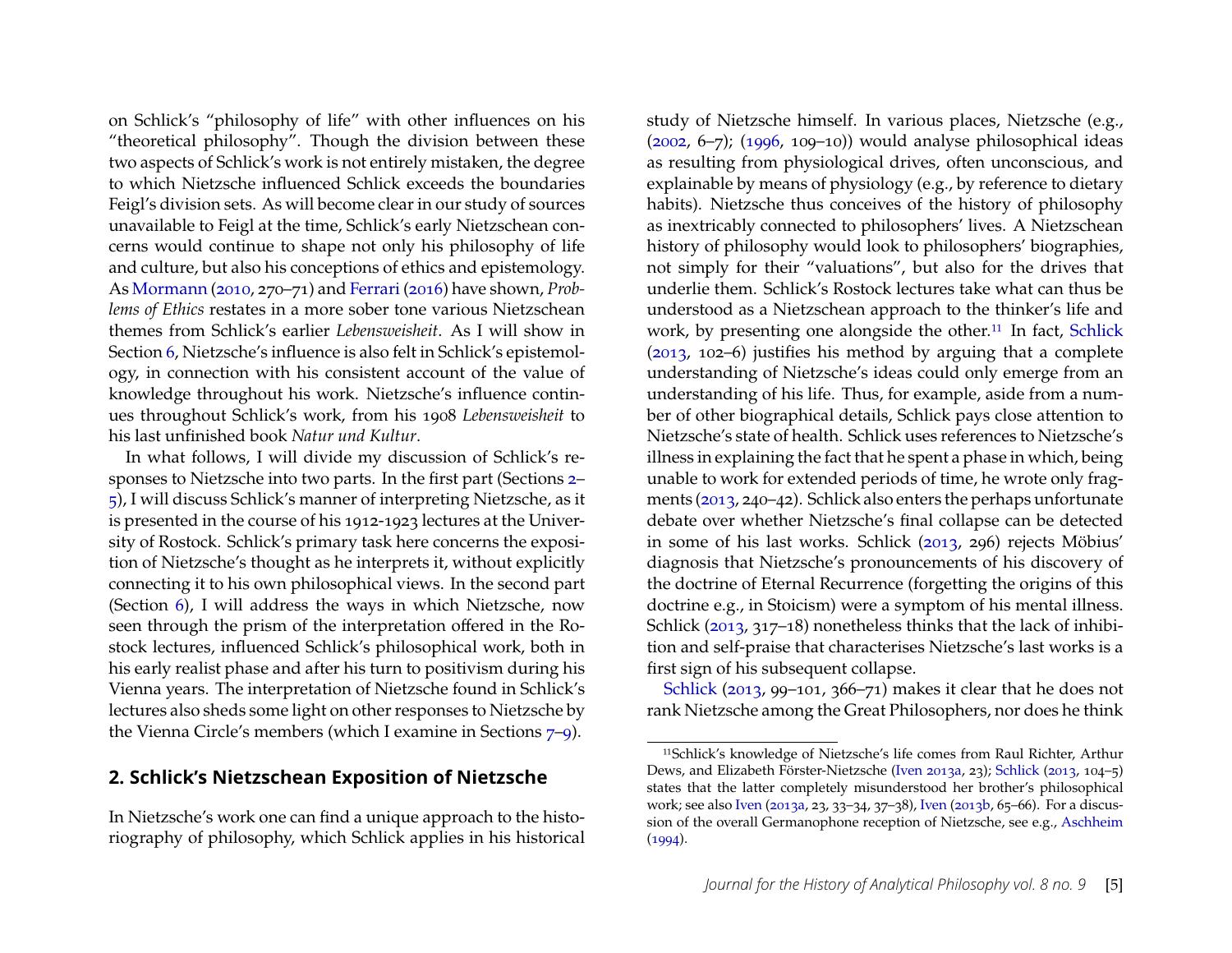on Schlick's "philosophy of life" with other influences on his "theoretical philosophy". Though the division between these two aspects of Schlick's work is not entirely mistaken, the degree to which Nietzsche influenced Schlick exceeds the boundaries Feigl's division sets. As will become clear in our study of sources unavailable to Feigl at the time, Schlick's early Nietzschean concerns would continue to shape not only his philosophy of life and culture, but also his conceptions of ethics and epistemology. As Mormann (2010, 270–71) and Ferrari (2016) have shown, *Problems of Ethics* restates in a more sober tone various Nietzschean themes from Schlick's earlier *Lebensweisheit*. As I will show in Section 6, Nietzsche's influence is also felt in Schlick's epistemology, in connection with his consistent account of the value of knowledge throughout his work. Nietzsche's influence continues throughout Schlick's work, from his 1908 *Lebensweisheit* to his last unfinished book *Natur und Kultur*.

In what follows, I will divide my discussion of Schlick's responses to Nietzsche into two parts. In the first part (Sections 2–5), I will discuss Schlick's manner of interpreting Nietzsche, as it is presented in the course of his 1912-1923 lectures at the University of Rostock. Schlick's primary task here concerns the exposition of Nietzsche's thought as he interprets it, without explicitly connecting it to his own philosophical views. In the second part (Section 6), I will address the ways in which Nietzsche, now seen through the prism of the interpretation offered in the Rostock lectures, influenced Schlick's philosophical work, both in his early realist phase and after his turn to positivism during his Vienna years. The interpretation of Nietzsche found in Schlick's lectures also sheds some light on other responses to Nietzsche by the Vienna Circle's members (which I examine in Sections 7–9).

## 2. Schlick's Nietzschean Exposition of Nietzsche

In Nietzsche's work one can find a unique approach to the historiography of philosophy, which Schlick applies in his historical study of Nietzsche himself. In various places, Nietzsche (e.g., (2002, 6–7); (1996, 109–10)) would analyse philosophical ideas as resulting from physiological drives, often unconscious, and explainable by means of physiology (e.g., by reference to dietary habits). Nietzsche thus conceives of the history of philosophy as inextricably connected to philosophers' lives. A Nietzschean history of philosophy would look to philosophers' biographies, not simply for their "valuations", but also for the drives that underlie them. Schlick's Rostock lectures take what can thus be understood as a Nietzschean approach to the thinker's life and work, by presenting one alongside the other.[11] In fact, Schlick (2013, 102–6) justifies his method by arguing that a complete understanding of Nietzsche's ideas could only emerge from an understanding of his life. Thus, for example, aside from a number of other biographical details, Schlick pays close attention to Nietzsche's state of health. Schlick uses references to Nietzsche's illness in explaining the fact that he spent a phase in which, being unable to work for extended periods of time, he wrote only fragments (2013, 240–42). Schlick also enters the perhaps unfortunate debate over whether Nietzsche's final collapse can be detected in some of his last works. Schlick (2013, 296) rejects Möbius' diagnosis that Nietzsche's pronouncements of his discovery of the doctrine of Eternal Recurrence (forgetting the origins of this doctrine e.g., in Stoicism) were a symptom of his mental illness. Schlick (2013, 317–18) nonetheless thinks that the lack of inhibition and self-praise that characterises Nietzsche's last works is a first sign of his subsequent collapse.

Schlick (2013, 99–101, 366–71) makes it clear that he does not rank Nietzsche among the Great Philosophers, nor does he think

[11] Schlick's knowledge of Nietzsche's life comes from Raul Richter, Arthur Dews, and Elizabeth Förster-Nietzsche (Iven 2013a, 23); Schlick (2013, 104–5) states that the latter completely misunderstood her brother's philosophical work; see also Iven (2013a, 23, 33–34, 37–38), Iven (2013b, 65–66). For a discussion of the overall Germanophone reception of Nietzsche, see e.g., Aschheim (1994).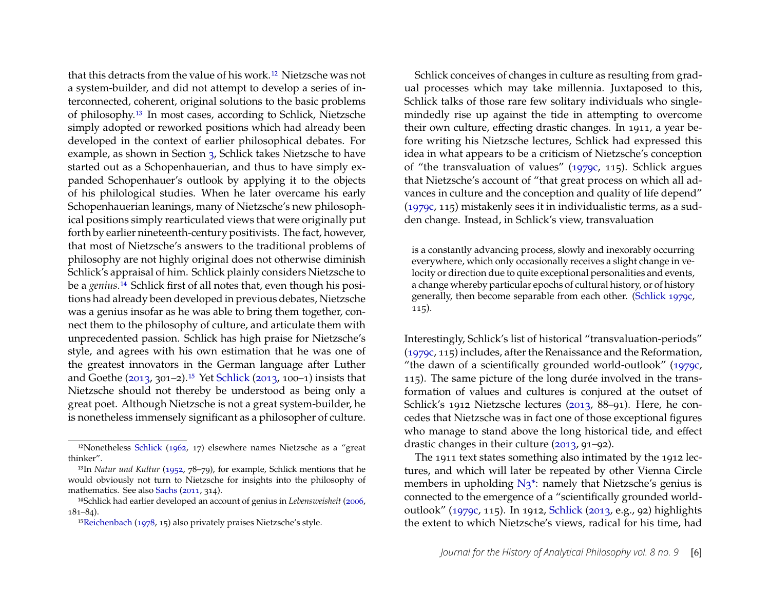that this detracts from the value of his work.[12] Nietzsche was not a system-builder, and did not attempt to develop a series of interconnected, coherent, original solutions to the basic problems of philosophy.[13] In most cases, according to Schlick, Nietzsche simply adopted or reworked positions which had already been developed in the context of earlier philosophical debates. For example, as shown in Section 3, Schlick takes Nietzsche to have started out as a Schopenhauerian, and thus to have simply expanded Schopenhauer's outlook by applying it to the objects of his philological studies. When he later overcame his early Schopenhauerian leanings, many of Nietzsche's new philosophical positions simply rearticulated views that were originally put forth by earlier nineteenth-century positivists. The fact, however, that most of Nietzsche's answers to the traditional problems of philosophy are not highly original does not otherwise diminish Schlick's appraisal of him. Schlick plainly considers Nietzsche to be a *genius*.[14] Schlick first of all notes that, even though his positions had already been developed in previous debates, Nietzsche was a genius insofar as he was able to bring them together, connect them to the philosophy of culture, and articulate them with unprecedented passion. Schlick has high praise for Nietzsche's style, and agrees with his own estimation that he was one of the greatest innovators in the German language after Luther and Goethe (2013, 301–2).[15] Yet Schlick (2013, 100–1) insists that Nietzsche should not thereby be understood as being only a great poet. Although Nietzsche is not a great system-builder, he is nonetheless immensely significant as a philosopher of culture.

Schlick conceives of changes in culture as resulting from gradual processes which may take millennia. Juxtaposed to this, Schlick talks of those rare few solitary individuals who single-mindedly rise up against the tide in attempting to overcome their own culture, effecting drastic changes. In 1911, a year before writing his Nietzsche lectures, Schlick had expressed this idea in what appears to be a criticism of Nietzsche's conception of "the transvaluation of values" (1979c, 115). Schlick argues that Nietzsche's account of "that great process on which all advances in culture and the conception and quality of life depend" (1979c, 115) mistakenly sees it in individualistic terms, as a sudden change. Instead, in Schlick's view, transvaluation

> is a constantly advancing process, slowly and inexorably occurring everywhere, which only occasionally receives a slight change in velocity or direction due to quite exceptional personalities and events, a change whereby particular epochs of cultural history, or of history generally, then become separable from each other. (Schlick 1979c, 115).

Interestingly, Schlick's list of historical "transvaluation-periods" (1979c, 115) includes, after the Renaissance and the Reformation, "the dawn of a scientifically grounded world-outlook" (1979c, 115). The same picture of the long durée involved in the transformation of values and cultures is conjured at the outset of Schlick's 1912 Nietzsche lectures (2013, 88–91). Here, he concedes that Nietzsche was in fact one of those exceptional figures who manage to stand above the long historical tide, and effect drastic changes in their culture (2013, 91–92).

The 1911 text states something also intimated by the 1912 lectures, and which will later be repeated by other Vienna Circle members in upholding N3*: namely that Nietzsche's genius is connected to the emergence of a "scientifically grounded world-outlook" (1979c, 115). In 1912, Schlick (2013, e.g., 92) highlights the extent to which Nietzsche's views, radical for his time, had

---

[12] Nonetheless Schlick (1962, 17) elsewhere names Nietzsche as a "great thinker".

[13] In *Natur und Kultur* (1952, 78–79), for example, Schlick mentions that he would obviously not turn to Nietzsche for insights into the philosophy of mathematics. See also Sachs (2011, 314).

[14] Schlick had earlier developed an account of genius in *Lebensweisheit* (2006, 181–84).

[15] Reichenbach (1978, 15) also privately praises Nietzsche's style.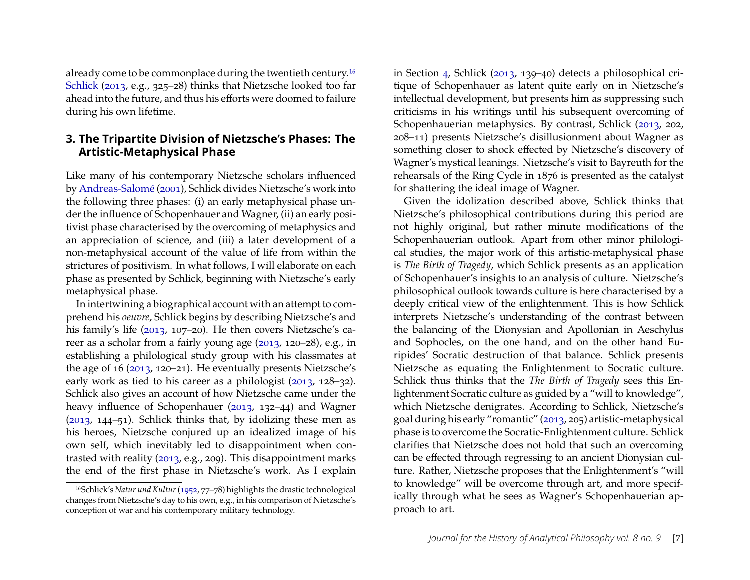already come to be commonplace during the twentieth century.[16] Schlick (2013, e.g., 325–28) thinks that Nietzsche looked too far ahead into the future, and thus his efforts were doomed to failure during his own lifetime.

## 3. The Tripartite Division of Nietzsche's Phases: The Artistic-Metaphysical Phase

Like many of his contemporary Nietzsche scholars influenced by Andreas-Salomé (2001), Schlick divides Nietzsche's work into the following three phases: (i) an early metaphysical phase under the influence of Schopenhauer and Wagner, (ii) an early positivist phase characterised by the overcoming of metaphysics and an appreciation of science, and (iii) a later development of a non-metaphysical account of the value of life from within the strictures of positivism. In what follows, I will elaborate on each phase as presented by Schlick, beginning with Nietzsche's early metaphysical phase.

In intertwining a biographical account with an attempt to comprehend his *oeuvre*, Schlick begins by describing Nietzsche's and his family's life (2013, 107–20). He then covers Nietzsche's career as a scholar from a fairly young age (2013, 120–28), e.g., in establishing a philological study group with his classmates at the age of 16 (2013, 120–21). He eventually presents Nietzsche's early work as tied to his career as a philologist (2013, 128–32). Schlick also gives an account of how Nietzsche came under the heavy influence of Schopenhauer (2013, 132–44) and Wagner (2013, 144–51). Schlick thinks that, by idolizing these men as his heroes, Nietzsche conjured up an idealized image of his own self, which inevitably led to disappointment when contrasted with reality (2013, e.g., 209). This disappointment marks the end of the first phase in Nietzsche's work. As I explain in Section 4, Schlick (2013, 139–40) detects a philosophical critique of Schopenhauer as latent quite early on in Nietzsche's intellectual development, but presents him as suppressing such criticisms in his writings until his subsequent overcoming of Schopenhauerian metaphysics. By contrast, Schlick (2013, 202, 208–11) presents Nietzsche's disillusionment about Wagner as something closer to shock effected by Nietzsche's discovery of Wagner's mystical leanings. Nietzsche's visit to Bayreuth for the rehearsals of the Ring Cycle in 1876 is presented as the catalyst for shattering the ideal image of Wagner.

Given the idolization described above, Schlick thinks that Nietzsche's philosophical contributions during this period are not highly original, but rather minute modifications of the Schopenhauerian outlook. Apart from other minor philological studies, the major work of this artistic-metaphysical phase is *The Birth of Tragedy*, which Schlick presents as an application of Schopenhauer's insights to an analysis of culture. Nietzsche's philosophical outlook towards culture is here characterised by a deeply critical view of the enlightenment. This is how Schlick interprets Nietzsche's understanding of the contrast between the balancing of the Dionysian and Apollonian in Aeschylus and Sophocles, on the one hand, and on the other hand Euripides' Socratic destruction of that balance. Schlick presents Nietzsche as equating the Enlightenment to Socratic culture. Schlick thus thinks that the *The Birth of Tragedy* sees this Enlightenment Socratic culture as guided by a "will to knowledge", which Nietzsche denigrates. According to Schlick, Nietzsche's goal during his early "romantic" (2013, 205) artistic-metaphysical phase is to overcome the Socratic-Enlightenment culture. Schlick clarifies that Nietzsche does not hold that such an overcoming can be effected through regressing to an ancient Dionysian culture. Rather, Nietzsche proposes that the Enlightenment's "will to knowledge" will be overcome through art, and more specifically through what he sees as Wagner's Schopenhauerian approach to art.

[16] Schlick's *Natur und Kultur* (1952, 77–78) highlights the drastic technological changes from Nietzsche's day to his own, e.g., in his comparison of Nietzsche's conception of war and his contemporary military technology.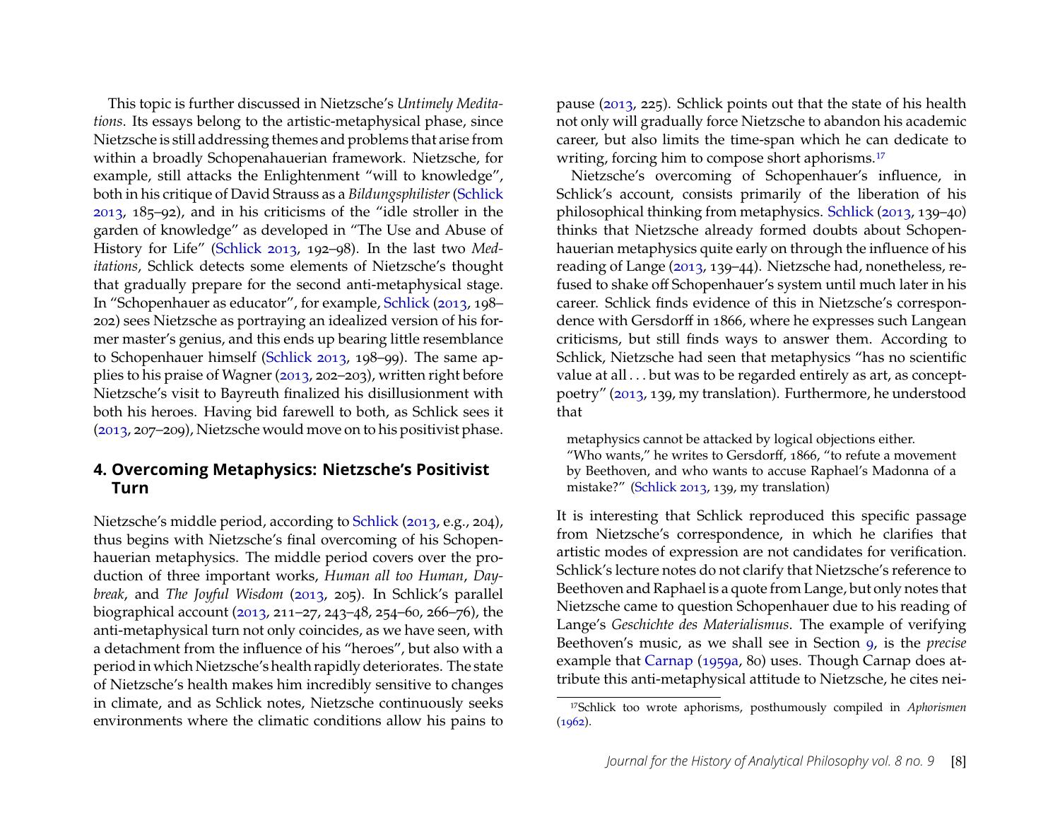This topic is further discussed in Nietzsche's *Untimely Meditations*. Its essays belong to the artistic-metaphysical phase, since Nietzsche is still addressing themes and problems that arise from within a broadly Schopenahauerian framework. Nietzsche, for example, still attacks the Enlightenment "will to knowledge", both in his critique of David Strauss as a *Bildungsphilister* (Schlick 2013, 185–92), and in his criticisms of the "idle stroller in the garden of knowledge" as developed in "The Use and Abuse of History for Life" (Schlick 2013, 192–98). In the last two *Meditations*, Schlick detects some elements of Nietzsche's thought that gradually prepare for the second anti-metaphysical stage. In "Schopenhauer as educator", for example, Schlick (2013, 198–202) sees Nietzsche as portraying an idealized version of his former master's genius, and this ends up bearing little resemblance to Schopenhauer himself (Schlick 2013, 198–99). The same applies to his praise of Wagner (2013, 202–203), written right before Nietzsche's visit to Bayreuth finalized his disillusionment with both his heroes. Having bid farewell to both, as Schlick sees it (2013, 207–209), Nietzsche would move on to his positivist phase.

## 4. Overcoming Metaphysics: Nietzsche's Positivist Turn

Nietzsche's middle period, according to Schlick (2013, e.g., 204), thus begins with Nietzsche's final overcoming of his Schopenhauerian metaphysics. The middle period covers over the production of three important works, *Human all too Human*, *Daybreak*, and *The Joyful Wisdom* (2013, 205). In Schlick's parallel biographical account (2013, 211–27, 243–48, 254–60, 266–76), the anti-metaphysical turn not only coincides, as we have seen, with a detachment from the influence of his "heroes", but also with a period in which Nietzsche's health rapidly deteriorates. The state of Nietzsche's health makes him incredibly sensitive to changes in climate, and as Schlick notes, Nietzsche continuously seeks environments where the climatic conditions allow his pains to pause (2013, 225). Schlick points out that the state of his health not only will gradually force Nietzsche to abandon his academic career, but also limits the time-span which he can dedicate to writing, forcing him to compose short aphorisms.[17]

Nietzsche's overcoming of Schopenhauer's influence, in Schlick's account, consists primarily of the liberation of his philosophical thinking from metaphysics. Schlick (2013, 139–40) thinks that Nietzsche already formed doubts about Schopenhauerian metaphysics quite early on through the influence of his reading of Lange (2013, 139–44). Nietzsche had, nonetheless, refused to shake off Schopenhauer's system until much later in his career. Schlick finds evidence of this in Nietzsche's correspondence with Gersdorff in 1866, where he expresses such Langean criticisms, but still finds ways to answer them. According to Schlick, Nietzsche had seen that metaphysics "has no scientific value at all . . . but was to be regarded entirely as art, as concept-poetry" (2013, 139, my translation). Furthermore, he understood that

> metaphysics cannot be attacked by logical objections either. "Who wants," he writes to Gersdorff, 1866, "to refute a movement by Beethoven, and who wants to accuse Raphael's Madonna of a mistake?" (Schlick 2013, 139, my translation)

It is interesting that Schlick reproduced this specific passage from Nietzsche's correspondence, in which he clarifies that artistic modes of expression are not candidates for verification. Schlick's lecture notes do not clarify that Nietzsche's reference to Beethoven and Raphael is a quote from Lange, but only notes that Nietzsche came to question Schopenhauer due to his reading of Lange's *Geschichte des Materialismus*. The example of verifying Beethoven's music, as we shall see in Section 9, is the *precise* example that Carnap (1959a, 80) uses. Though Carnap does attribute this anti-metaphysical attitude to Nietzsche, he cites nei-

[17] Schlick too wrote aphorisms, posthumously compiled in *Aphorismen* (1962).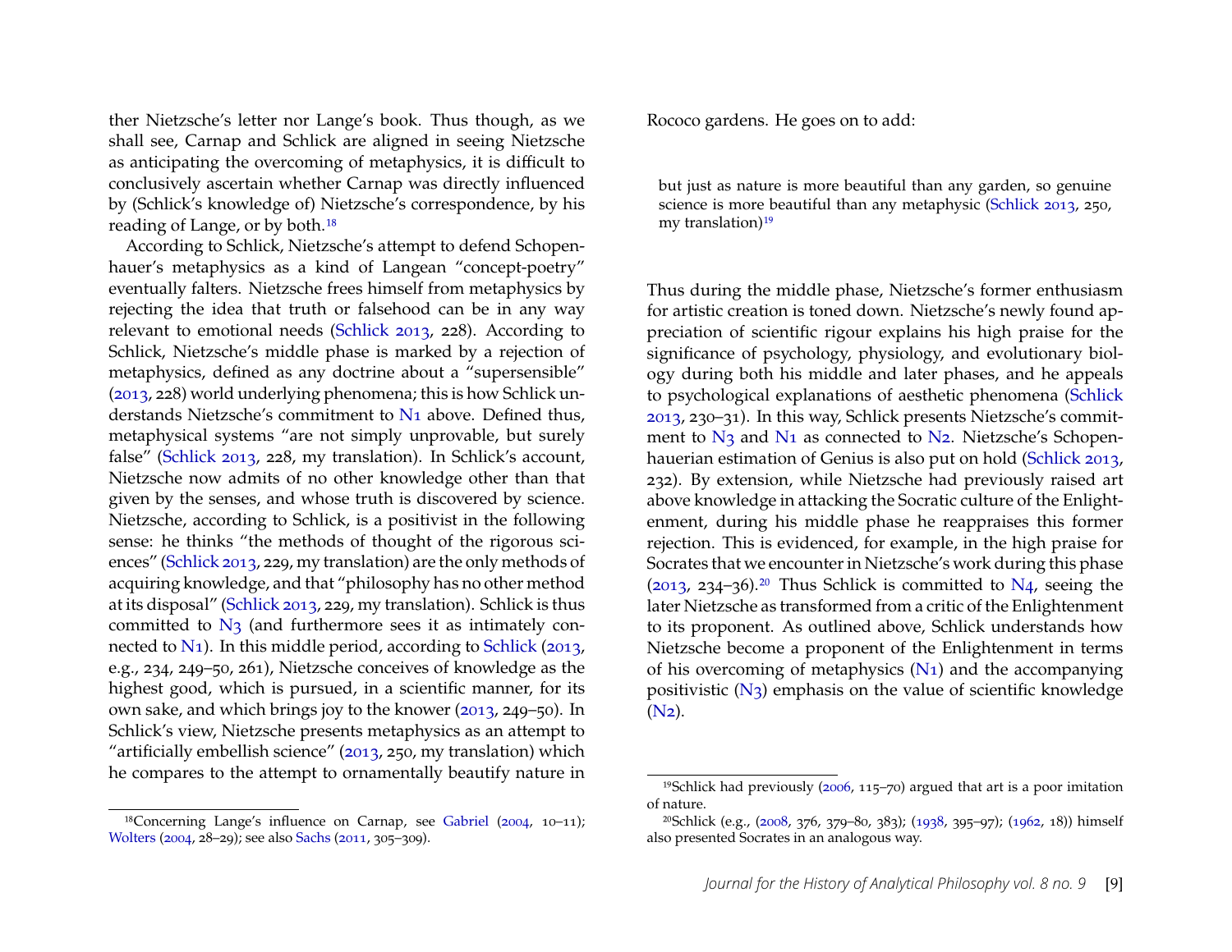ther Nietzsche's letter nor Lange's book. Thus though, as we shall see, Carnap and Schlick are aligned in seeing Nietzsche as anticipating the overcoming of metaphysics, it is difficult to conclusively ascertain whether Carnap was directly influenced by (Schlick's knowledge of) Nietzsche's correspondence, by his reading of Lange, or by both.[18]

According to Schlick, Nietzsche's attempt to defend Schopenhauer's metaphysics as a kind of Langean "concept-poetry" eventually falters. Nietzsche frees himself from metaphysics by rejecting the idea that truth or falsehood can be in any way relevant to emotional needs (Schlick 2013, 228). According to Schlick, Nietzsche's middle phase is marked by a rejection of metaphysics, defined as any doctrine about a "supersensible" (2013, 228) world underlying phenomena; this is how Schlick understands Nietzsche's commitment to N1 above. Defined thus, metaphysical systems "are not simply unprovable, but surely false" (Schlick 2013, 228, my translation). In Schlick's account, Nietzsche now admits of no other knowledge other than that given by the senses, and whose truth is discovered by science. Nietzsche, according to Schlick, is a positivist in the following sense: he thinks "the methods of thought of the rigorous sciences" (Schlick 2013, 229, my translation) are the only methods of acquiring knowledge, and that "philosophy has no other method at its disposal" (Schlick 2013, 229, my translation). Schlick is thus committed to N3 (and furthermore sees it as intimately connected to N1). In this middle period, according to Schlick (2013, e.g., 234, 249–50, 261), Nietzsche conceives of knowledge as the highest good, which is pursued, in a scientific manner, for its own sake, and which brings joy to the knower (2013, 249–50). In Schlick's view, Nietzsche presents metaphysics as an attempt to "artificially embellish science" (2013, 250, my translation) which he compares to the attempt to ornamentally beautify nature in Rococo gardens. He goes on to add:

> but just as nature is more beautiful than any garden, so genuine science is more beautiful than any metaphysic (Schlick 2013, 250, my translation)[19]

Thus during the middle phase, Nietzsche's former enthusiasm for artistic creation is toned down. Nietzsche's newly found appreciation of scientific rigour explains his high praise for the significance of psychology, physiology, and evolutionary biology during both his middle and later phases, and he appeals to psychological explanations of aesthetic phenomena (Schlick 2013, 230–31). In this way, Schlick presents Nietzsche's commitment to N3 and N1 as connected to N2. Nietzsche's Schopenhauerian estimation of Genius is also put on hold (Schlick 2013, 232). By extension, while Nietzsche had previously raised art above knowledge in attacking the Socratic culture of the Enlightenment, during his middle phase he reappraises this former rejection. This is evidenced, for example, in the high praise for Socrates that we encounter in Nietzsche's work during this phase (2013, 234–36).[20] Thus Schlick is committed to N4, seeing the later Nietzsche as transformed from a critic of the Enlightenment to its proponent. As outlined above, Schlick understands how Nietzsche become a proponent of the Enlightenment in terms of his overcoming of metaphysics (N1) and the accompanying positivistic (N3) emphasis on the value of scientific knowledge (N2).

---

[18] Concerning Lange's influence on Carnap, see Gabriel (2004, 10–11); Wolters (2004, 28–29); see also Sachs (2011, 305–309).

[19] Schlick had previously (2006, 115–70) argued that art is a poor imitation of nature.

[20] Schlick (e.g., (2008, 376, 379–80, 383); (1938, 395–97); (1962, 18)) himself also presented Socrates in an analogous way.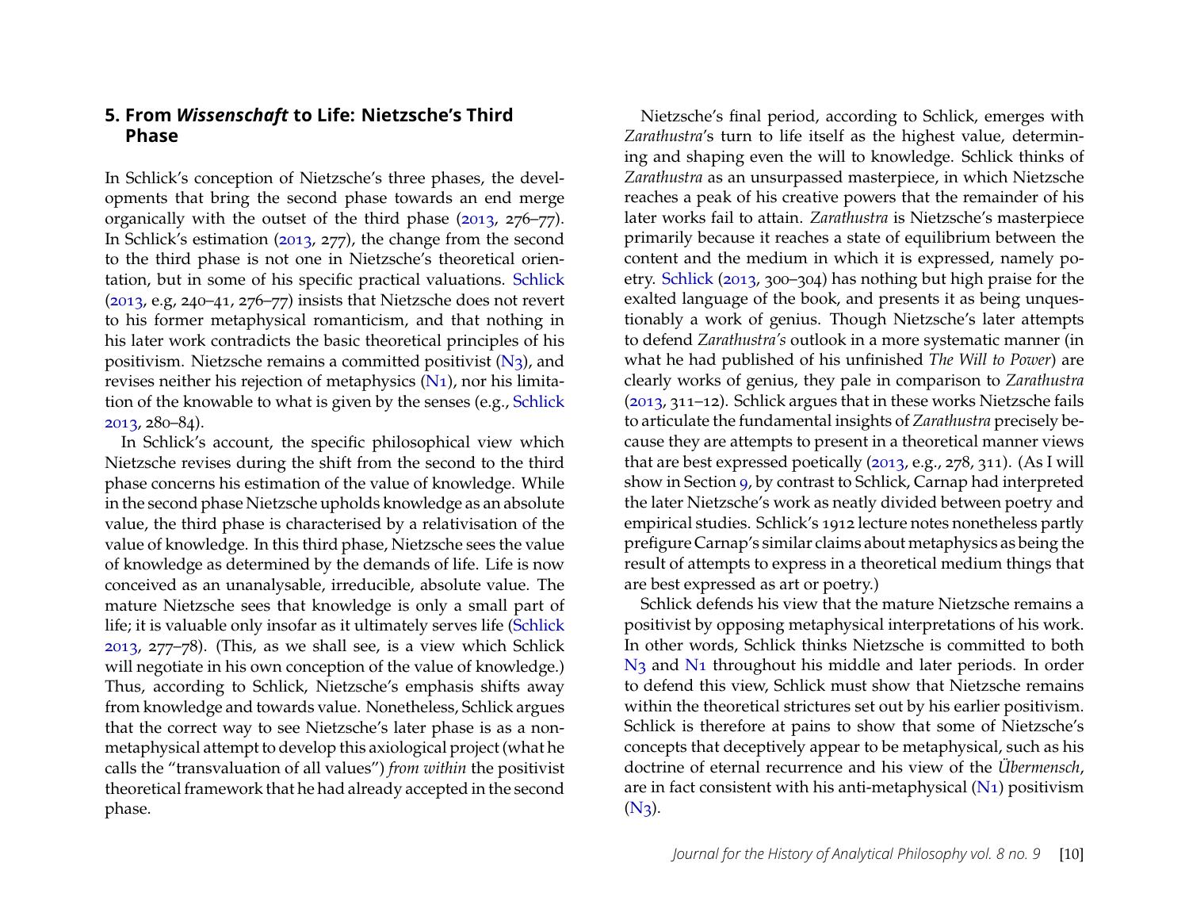## 5. From *Wissenschaft* to Life: Nietzsche's Third Phase

In Schlick's conception of Nietzsche's three phases, the developments that bring the second phase towards an end merge organically with the outset of the third phase (2013, 276–77). In Schlick's estimation (2013, 277), the change from the second to the third phase is not one in Nietzsche's theoretical orientation, but in some of his specific practical valuations. Schlick (2013, e.g, 240–41, 276–77) insists that Nietzsche does not revert to his former metaphysical romanticism, and that nothing in his later work contradicts the basic theoretical principles of his positivism. Nietzsche remains a committed positivist (N3), and revises neither his rejection of metaphysics (N1), nor his limitation of the knowable to what is given by the senses (e.g., Schlick 2013, 280–84).

In Schlick's account, the specific philosophical view which Nietzsche revises during the shift from the second to the third phase concerns his estimation of the value of knowledge. While in the second phase Nietzsche upholds knowledge as an absolute value, the third phase is characterised by a relativisation of the value of knowledge. In this third phase, Nietzsche sees the value of knowledge as determined by the demands of life. Life is now conceived as an unanalysable, irreducible, absolute value. The mature Nietzsche sees that knowledge is only a small part of life; it is valuable only insofar as it ultimately serves life (Schlick 2013, 277–78). (This, as we shall see, is a view which Schlick will negotiate in his own conception of the value of knowledge.) Thus, according to Schlick, Nietzsche's emphasis shifts away from knowledge and towards value. Nonetheless, Schlick argues that the correct way to see Nietzsche's later phase is as a non-metaphysical attempt to develop this axiological project (what he calls the "transvaluation of all values") *from within* the positivist theoretical framework that he had already accepted in the second phase.

Nietzsche's final period, according to Schlick, emerges with *Zarathustra*'s turn to life itself as the highest value, determining and shaping even the will to knowledge. Schlick thinks of *Zarathustra* as an unsurpassed masterpiece, in which Nietzsche reaches a peak of his creative powers that the remainder of his later works fail to attain. *Zarathustra* is Nietzsche's masterpiece primarily because it reaches a state of equilibrium between the content and the medium in which it is expressed, namely poetry. Schlick (2013, 300–304) has nothing but high praise for the exalted language of the book, and presents it as being unquestionably a work of genius. Though Nietzsche's later attempts to defend *Zarathustra's* outlook in a more systematic manner (in what he had published of his unfinished *The Will to Power*) are clearly works of genius, they pale in comparison to *Zarathustra* (2013, 311–12). Schlick argues that in these works Nietzsche fails to articulate the fundamental insights of *Zarathustra* precisely because they are attempts to present in a theoretical manner views that are best expressed poetically (2013, e.g., 278, 311). (As I will show in Section 9, by contrast to Schlick, Carnap had interpreted the later Nietzsche's work as neatly divided between poetry and empirical studies. Schlick's 1912 lecture notes nonetheless partly prefigure Carnap's similar claims about metaphysics as being the result of attempts to express in a theoretical medium things that are best expressed as art or poetry.)

Schlick defends his view that the mature Nietzsche remains a positivist by opposing metaphysical interpretations of his work. In other words, Schlick thinks Nietzsche is committed to both N3 and N1 throughout his middle and later periods. In order to defend this view, Schlick must show that Nietzsche remains within the theoretical strictures set out by his earlier positivism. Schlick is therefore at pains to show that some of Nietzsche's concepts that deceptively appear to be metaphysical, such as his doctrine of eternal recurrence and his view of the *Übermensch*, are in fact consistent with his anti-metaphysical (N1) positivism (N3).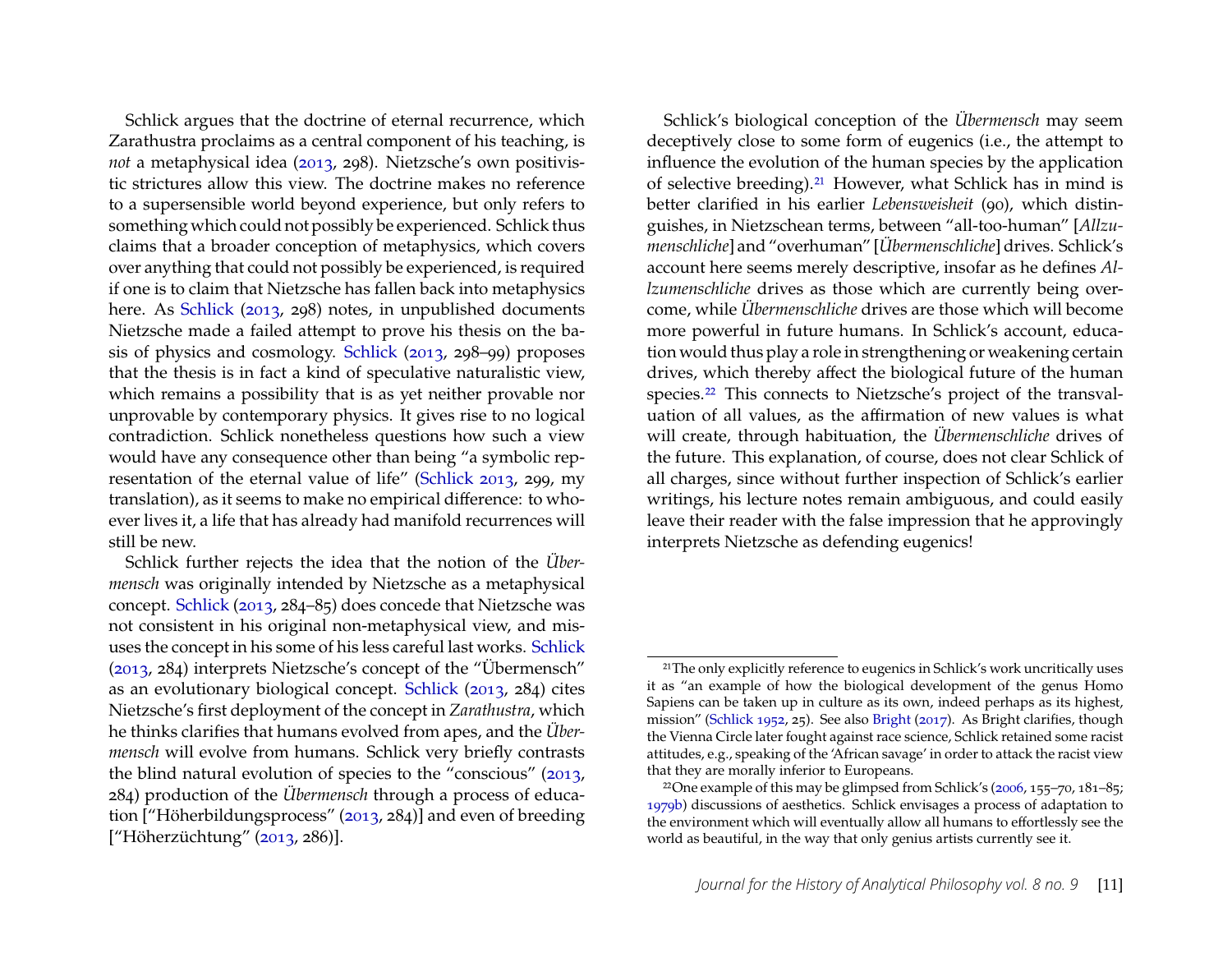Schlick argues that the doctrine of eternal recurrence, which Zarathustra proclaims as a central component of his teaching, is *not* a metaphysical idea (2013, 298). Nietzsche's own positivistic strictures allow this view. The doctrine makes no reference to a supersensible world beyond experience, but only refers to something which could not possibly be experienced. Schlick thus claims that a broader conception of metaphysics, which covers over anything that could not possibly be experienced, is required if one is to claim that Nietzsche has fallen back into metaphysics here. As Schlick (2013, 298) notes, in unpublished documents Nietzsche made a failed attempt to prove his thesis on the basis of physics and cosmology. Schlick (2013, 298–99) proposes that the thesis is in fact a kind of speculative naturalistic view, which remains a possibility that is as yet neither provable nor unprovable by contemporary physics. It gives rise to no logical contradiction. Schlick nonetheless questions how such a view would have any consequence other than being "a symbolic representation of the eternal value of life" (Schlick 2013, 299, my translation), as it seems to make no empirical difference: to whoever lives it, a life that has already had manifold recurrences will still be new.

Schlick further rejects the idea that the notion of the *Übermensch* was originally intended by Nietzsche as a metaphysical concept. Schlick (2013, 284–85) does concede that Nietzsche was not consistent in his original non-metaphysical view, and misuses the concept in his some of his less careful last works. Schlick (2013, 284) interprets Nietzsche's concept of the "Übermensch" as an evolutionary biological concept. Schlick (2013, 284) cites Nietzsche's first deployment of the concept in *Zarathustra*, which he thinks clarifies that humans evolved from apes, and the *Übermensch* will evolve from humans. Schlick very briefly contrasts the blind natural evolution of species to the "conscious" (2013, 284) production of the *Übermensch* through a process of education ["Höherbildungsprocess" (2013, 284)] and even of breeding ["Höherzüchtung" (2013, 286)].

Schlick's biological conception of the *Übermensch* may seem deceptively close to some form of eugenics (i.e., the attempt to influence the evolution of the human species by the application of selective breeding).[21] However, what Schlick has in mind is better clarified in his earlier *Lebensweisheit* (90), which distinguishes, in Nietzschean terms, between "all-too-human" [*Allzumenschliche*] and "overhuman" [*Übermenschliche*] drives. Schlick's account here seems merely descriptive, insofar as he defines *Allzumenschliche* drives as those which are currently being overcome, while *Übermenschliche* drives are those which will become more powerful in future humans. In Schlick's account, education would thus play a role in strengthening or weakening certain drives, which thereby affect the biological future of the human species.[22] This connects to Nietzsche's project of the transvaluation of all values, as the affirmation of new values is what will create, through habituation, the *Übermenschliche* drives of the future. This explanation, of course, does not clear Schlick of all charges, since without further inspection of Schlick's earlier writings, his lecture notes remain ambiguous, and could easily leave their reader with the false impression that he approvingly interprets Nietzsche as defending eugenics!

[21] The only explicitly reference to eugenics in Schlick's work uncritically uses it as "an example of how the biological development of the genus Homo Sapiens can be taken up in culture as its own, indeed perhaps as its highest, mission" (Schlick 1952, 25). See also Bright (2017). As Bright clarifies, though the Vienna Circle later fought against race science, Schlick retained some racist attitudes, e.g., speaking of the 'African savage' in order to attack the racist view that they are morally inferior to Europeans.

[22] One example of this may be glimpsed from Schlick's (2006, 155–70, 181–85; 1979b) discussions of aesthetics. Schlick envisages a process of adaptation to the environment which will eventually allow all humans to effortlessly see the world as beautiful, in the way that only genius artists currently see it.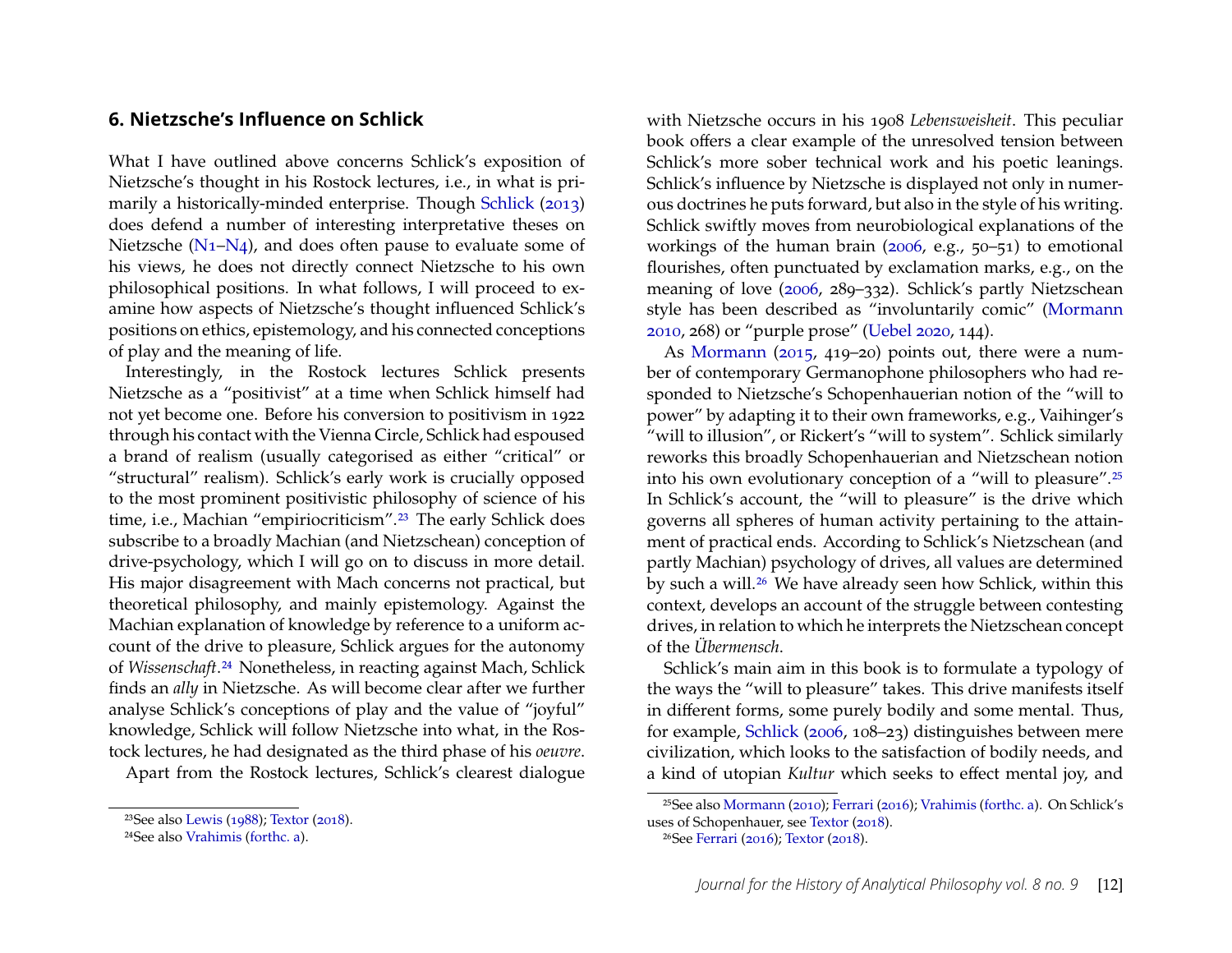## 6. Nietzsche's Influence on Schlick

What I have outlined above concerns Schlick's exposition of Nietzsche's thought in his Rostock lectures, i.e., in what is primarily a historically-minded enterprise. Though Schlick (2013) does defend a number of interesting interpretative theses on Nietzsche (N1–N4), and does often pause to evaluate some of his views, he does not directly connect Nietzsche to his own philosophical positions. In what follows, I will proceed to examine how aspects of Nietzsche's thought influenced Schlick's positions on ethics, epistemology, and his connected conceptions of play and the meaning of life.

Interestingly, in the Rostock lectures Schlick presents Nietzsche as a "positivist" at a time when Schlick himself had not yet become one. Before his conversion to positivism in 1922 through his contact with the Vienna Circle, Schlick had espoused a brand of realism (usually categorised as either "critical" or "structural" realism). Schlick's early work is crucially opposed to the most prominent positivistic philosophy of science of his time, i.e., Machian "empiriocriticism".[23] The early Schlick does subscribe to a broadly Machian (and Nietzschean) conception of drive-psychology, which I will go on to discuss in more detail. His major disagreement with Mach concerns not practical, but theoretical philosophy, and mainly epistemology. Against the Machian explanation of knowledge by reference to a uniform account of the drive to pleasure, Schlick argues for the autonomy of *Wissenschaft*.[24] Nonetheless, in reacting against Mach, Schlick finds an *ally* in Nietzsche. As will become clear after we further analyse Schlick's conceptions of play and the value of "joyful" knowledge, Schlick will follow Nietzsche into what, in the Rostock lectures, he had designated as the third phase of his *oeuvre*.

Apart from the Rostock lectures, Schlick's clearest dialogue with Nietzsche occurs in his 1908 *Lebensweisheit*. This peculiar book offers a clear example of the unresolved tension between Schlick's more sober technical work and his poetic leanings. Schlick's influence by Nietzsche is displayed not only in numerous doctrines he puts forward, but also in the style of his writing. Schlick swiftly moves from neurobiological explanations of the workings of the human brain (2006, e.g., 50–51) to emotional flourishes, often punctuated by exclamation marks, e.g., on the meaning of love (2006, 289–332). Schlick's partly Nietzschean style has been described as "involuntarily comic" (Mormann 2010, 268) or "purple prose" (Uebel 2020, 144).

As Mormann (2015, 419–20) points out, there were a number of contemporary Germanophone philosophers who had responded to Nietzsche's Schopenhauerian notion of the "will to power" by adapting it to their own frameworks, e.g., Vaihinger's "will to illusion", or Rickert's "will to system". Schlick similarly reworks this broadly Schopenhauerian and Nietzschean notion into his own evolutionary conception of a "will to pleasure".[25] In Schlick's account, the "will to pleasure" is the drive which governs all spheres of human activity pertaining to the attainment of practical ends. According to Schlick's Nietzschean (and partly Machian) psychology of drives, all values are determined by such a will.[26] We have already seen how Schlick, within this context, develops an account of the struggle between contesting drives, in relation to which he interprets the Nietzschean concept of the *Übermensch*.

Schlick's main aim in this book is to formulate a typology of the ways the "will to pleasure" takes. This drive manifests itself in different forms, some purely bodily and some mental. Thus, for example, Schlick (2006, 108–23) distinguishes between mere civilization, which looks to the satisfaction of bodily needs, and a kind of utopian *Kultur* which seeks to effect mental joy, and

---

[23] See also Lewis (1988); Textor (2018).

[24] See also Vrahimis (forthc. a).

[25] See also Mormann (2010); Ferrari (2016); Vrahimis (forthc. a). On Schlick's uses of Schopenhauer, see Textor (2018).

[26] See Ferrari (2016); Textor (2018).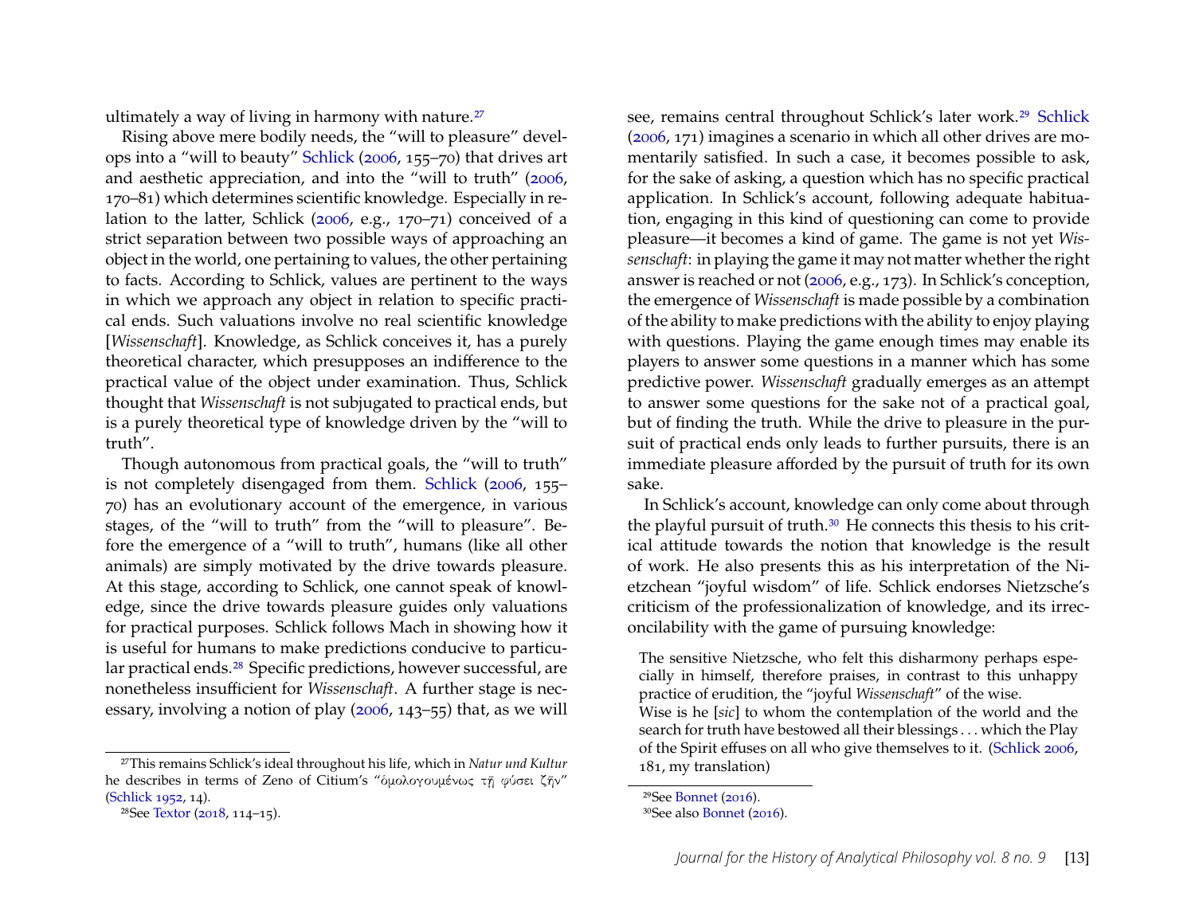ultimately a way of living in harmony with nature.[27]

Rising above mere bodily needs, the "will to pleasure" develops into a "will to beauty" Schlick (2006, 155–70) that drives art and aesthetic appreciation, and into the "will to truth" (2006, 170–81) which determines scientific knowledge. Especially in relation to the latter, Schlick (2006, e.g., 170–71) conceived of a strict separation between two possible ways of approaching an object in the world, one pertaining to values, the other pertaining to facts. According to Schlick, values are pertinent to the ways in which we approach any object in relation to specific practical ends. Such valuations involve no real scientific knowledge [*Wissenschaft*]. Knowledge, as Schlick conceives it, has a purely theoretical character, which presupposes an indifference to the practical value of the object under examination. Thus, Schlick thought that *Wissenschaft* is not subjugated to practical ends, but is a purely theoretical type of knowledge driven by the "will to truth".

Though autonomous from practical goals, the "will to truth" is not completely disengaged from them. Schlick (2006, 155–70) has an evolutionary account of the emergence, in various stages, of the "will to truth" from the "will to pleasure". Before the emergence of a "will to truth", humans (like all other animals) are simply motivated by the drive towards pleasure. At this stage, according to Schlick, one cannot speak of knowledge, since the drive towards pleasure guides only valuations for practical purposes. Schlick follows Mach in showing how it is useful for humans to make predictions conducive to particular practical ends.[28] Specific predictions, however successful, are nonetheless insufficient for *Wissenschaft*. A further stage is necessary, involving a notion of play (2006, 143–55) that, as we will see, remains central throughout Schlick's later work.[29] Schlick (2006, 171) imagines a scenario in which all other drives are momentarily satisfied. In such a case, it becomes possible to ask, for the sake of asking, a question which has no specific practical application. In Schlick's account, following adequate habituation, engaging in this kind of questioning can come to provide pleasure—it becomes a kind of game. The game is not yet *Wissenschaft*: in playing the game it may not matter whether the right answer is reached or not (2006, e.g., 173). In Schlick's conception, the emergence of *Wissenschaft* is made possible by a combination of the ability to make predictions with the ability to enjoy playing with questions. Playing the game enough times may enable its players to answer some questions in a manner which has some predictive power. *Wissenschaft* gradually emerges as an attempt to answer some questions for the sake not of a practical goal, but of finding the truth. While the drive to pleasure in the pursuit of practical ends only leads to further pursuits, there is an immediate pleasure afforded by the pursuit of truth for its own sake.

In Schlick's account, knowledge can only come about through the playful pursuit of truth.[30] He connects this thesis to his critical attitude towards the notion that knowledge is the result of work. He also presents this as his interpretation of the Nietzchean "joyful wisdom" of life. Schlick endorses Nietzsche's criticism of the professionalization of knowledge, and its irreconcilability with the game of pursuing knowledge:

> The sensitive Nietzsche, who felt this disharmony perhaps especially in himself, therefore praises, in contrast to this unhappy practice of erudition, the "joyful *Wissenschaft*" of the wise.
> Wise is he [*sic*] to whom the contemplation of the world and the search for truth have bestowed all their blessings . . . which the Play of the Spirit effuses on all who give themselves to it. (Schlick 2006, 181, my translation)

---

[27] This remains Schlick's ideal throughout his life, which in *Natur und Kultur* he describes in terms of Zeno of Citium's "ὁμολογουμένως τῇ φύσει ζῆν" (Schlick 1952, 14).

[28] See Textor (2018, 114–15).

[29] See Bonnet (2016).

[30] See also Bonnet (2016).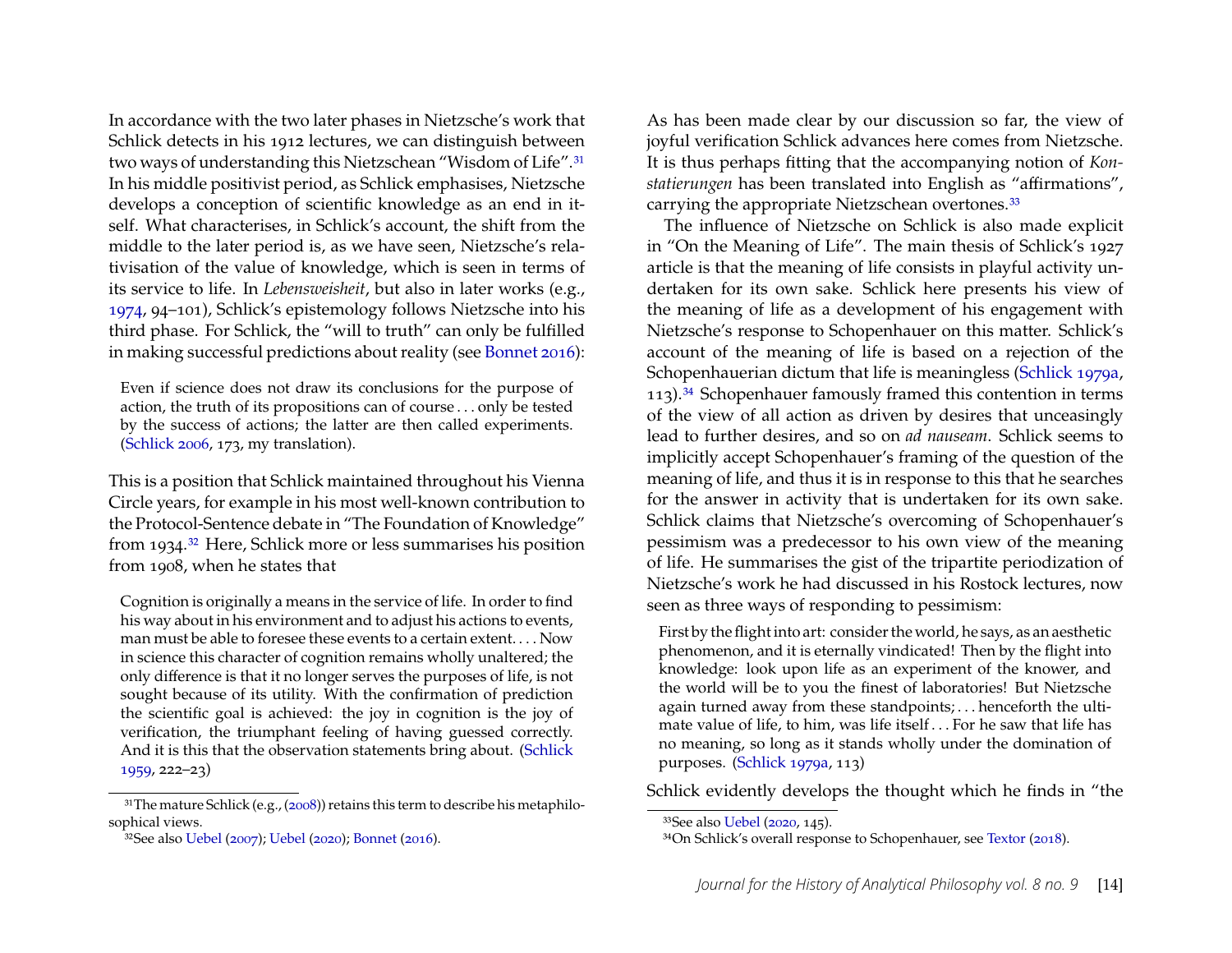In accordance with the two later phases in Nietzsche's work that Schlick detects in his 1912 lectures, we can distinguish between two ways of understanding this Nietzschean "Wisdom of Life".[31] In his middle positivist period, as Schlick emphasises, Nietzsche develops a conception of scientific knowledge as an end in itself. What characterises, in Schlick's account, the shift from the middle to the later period is, as we have seen, Nietzsche's relativisation of the value of knowledge, which is seen in terms of its service to life. In *Lebensweisheit*, but also in later works (e.g., 1974, 94–101), Schlick's epistemology follows Nietzsche into his third phase. For Schlick, the "will to truth" can only be fulfilled in making successful predictions about reality (see Bonnet 2016):

> Even if science does not draw its conclusions for the purpose of action, the truth of its propositions can of course . . . only be tested by the success of actions; the latter are then called experiments. (Schlick 2006, 173, my translation).

This is a position that Schlick maintained throughout his Vienna Circle years, for example in his most well-known contribution to the Protocol-Sentence debate in "The Foundation of Knowledge" from 1934.[32] Here, Schlick more or less summarises his position from 1908, when he states that

> Cognition is originally a means in the service of life. In order to find his way about in his environment and to adjust his actions to events, man must be able to foresee these events to a certain extent. . . . Now in science this character of cognition remains wholly unaltered; the only difference is that it no longer serves the purposes of life, is not sought because of its utility. With the confirmation of prediction the scientific goal is achieved: the joy in cognition is the joy of verification, the triumphant feeling of having guessed correctly. And it is this that the observation statements bring about. (Schlick 1959, 222–23)

As has been made clear by our discussion so far, the view of joyful verification Schlick advances here comes from Nietzsche. It is thus perhaps fitting that the accompanying notion of *Konstatierungen* has been translated into English as "affirmations", carrying the appropriate Nietzschean overtones.[33]

The influence of Nietzsche on Schlick is also made explicit in "On the Meaning of Life". The main thesis of Schlick's 1927 article is that the meaning of life consists in playful activity undertaken for its own sake. Schlick here presents his view of the meaning of life as a development of his engagement with Nietzsche's response to Schopenhauer on this matter. Schlick's account of the meaning of life is based on a rejection of the Schopenhauerian dictum that life is meaningless (Schlick 1979a, 113).[34] Schopenhauer famously framed this contention in terms of the view of all action as driven by desires that unceasingly lead to further desires, and so on *ad nauseam*. Schlick seems to implicitly accept Schopenhauer's framing of the question of the meaning of life, and thus it is in response to this that he searches for the answer in activity that is undertaken for its own sake. Schlick claims that Nietzsche's overcoming of Schopenhauer's pessimism was a predecessor to his own view of the meaning of life. He summarises the gist of the tripartite periodization of Nietzsche's work he had discussed in his Rostock lectures, now seen as three ways of responding to pessimism:

> First by the flight into art: consider the world, he says, as an aesthetic phenomenon, and it is eternally vindicated! Then by the flight into knowledge: look upon life as an experiment of the knower, and the world will be to you the finest of laboratories! But Nietzsche again turned away from these standpoints; . . . henceforth the ultimate value of life, to him, was life itself . . . For he saw that life has no meaning, so long as it stands wholly under the domination of purposes. (Schlick 1979a, 113)

Schlick evidently develops the thought which he finds in "the

---

[31] The mature Schlick (e.g., (2008)) retains this term to describe his metaphilosophical views.

[32] See also Uebel (2007); Uebel (2020); Bonnet (2016).

[33] See also Uebel (2020, 145).

[34] On Schlick's overall response to Schopenhauer, see Textor (2018).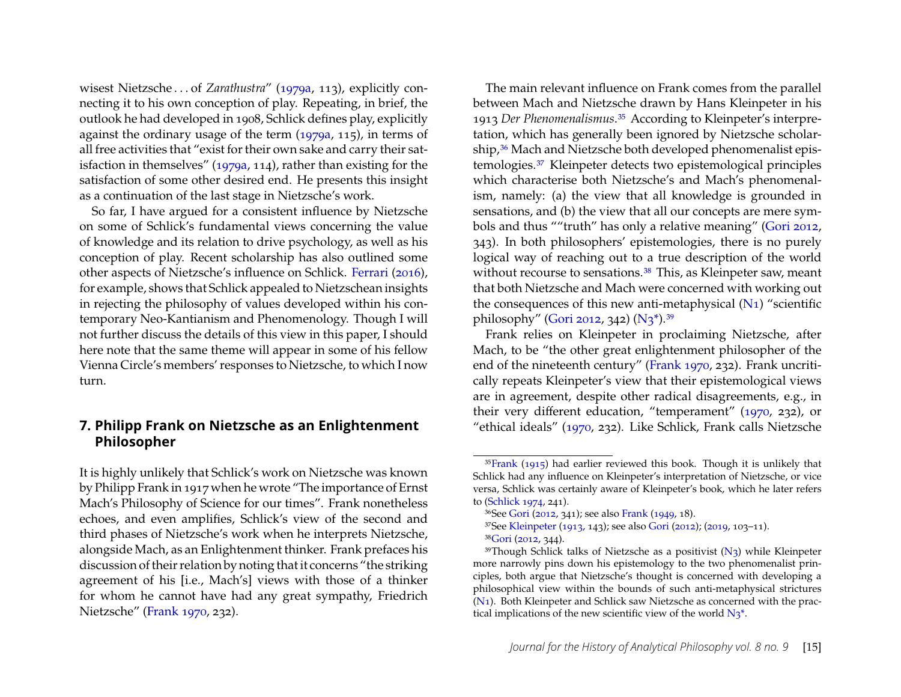wisest Nietzsche . . . of *Zarathustra*" (1979a, 113), explicitly connecting it to his own conception of play. Repeating, in brief, the outlook he had developed in 1908, Schlick defines play, explicitly against the ordinary usage of the term (1979a, 115), in terms of all free activities that "exist for their own sake and carry their satisfaction in themselves" (1979a, 114), rather than existing for the satisfaction of some other desired end. He presents this insight as a continuation of the last stage in Nietzsche's work.

So far, I have argued for a consistent influence by Nietzsche on some of Schlick's fundamental views concerning the value of knowledge and its relation to drive psychology, as well as his conception of play. Recent scholarship has also outlined some other aspects of Nietzsche's influence on Schlick. Ferrari (2016), for example, shows that Schlick appealed to Nietzschean insights in rejecting the philosophy of values developed within his contemporary Neo-Kantianism and Phenomenology. Though I will not further discuss the details of this view in this paper, I should here note that the same theme will appear in some of his fellow Vienna Circle's members' responses to Nietzsche, to which I now turn.

## 7. Philipp Frank on Nietzsche as an Enlightenment Philosopher

It is highly unlikely that Schlick's work on Nietzsche was known by Philipp Frank in 1917 when he wrote "The importance of Ernst Mach's Philosophy of Science for our times". Frank nonetheless echoes, and even amplifies, Schlick's view of the second and third phases of Nietzsche's work when he interprets Nietzsche, alongside Mach, as an Enlightenment thinker. Frank prefaces his discussion of their relation by noting that it concerns "the striking agreement of his [i.e., Mach's] views with those of a thinker for whom he cannot have had any great sympathy, Friedrich Nietzsche" (Frank 1970, 232).

The main relevant influence on Frank comes from the parallel between Mach and Nietzsche drawn by Hans Kleinpeter in his 1913 *Der Phenomenalismus*.[35] According to Kleinpeter's interpretation, which has generally been ignored by Nietzsche scholarship,[36] Mach and Nietzsche both developed phenomenalist epistemologies.[37] Kleinpeter detects two epistemological principles which characterise both Nietzsche's and Mach's phenomenalism, namely: (a) the view that all knowledge is grounded in sensations, and (b) the view that all our concepts are mere symbols and thus ""truth" has only a relative meaning" (Gori 2012, 343). In both philosophers' epistemologies, there is no purely logical way of reaching out to a true description of the world without recourse to sensations.[38] This, as Kleinpeter saw, meant that both Nietzsche and Mach were concerned with working out the consequences of this new anti-metaphysical (N1) "scientific philosophy" (Gori 2012, 342) (N3*).[39]

Frank relies on Kleinpeter in proclaiming Nietzsche, after Mach, to be "the other great enlightenment philosopher of the end of the nineteenth century" (Frank 1970, 232). Frank uncritically repeats Kleinpeter's view that their epistemological views are in agreement, despite other radical disagreements, e.g., in their very different education, "temperament" (1970, 232), or "ethical ideals" (1970, 232). Like Schlick, Frank calls Nietzsche

---

[35] Frank (1915) had earlier reviewed this book. Though it is unlikely that Schlick had any influence on Kleinpeter's interpretation of Nietzsche, or vice versa, Schlick was certainly aware of Kleinpeter's book, which he later refers to (Schlick 1974, 241).

[36] See Gori (2012, 341); see also Frank (1949, 18).

[37] See Kleinpeter (1913, 143); see also Gori (2012); (2019, 103–11).

[38] Gori (2012, 344).

[39] Though Schlick talks of Nietzsche as a positivist (N3) while Kleinpeter more narrowly pins down his epistemology to the two phenomenalist principles, both argue that Nietzsche's thought is concerned with developing a philosophical view within the bounds of such anti-metaphysical strictures (N1). Both Kleinpeter and Schlick saw Nietzsche as concerned with the practical implications of the new scientific view of the world N3*.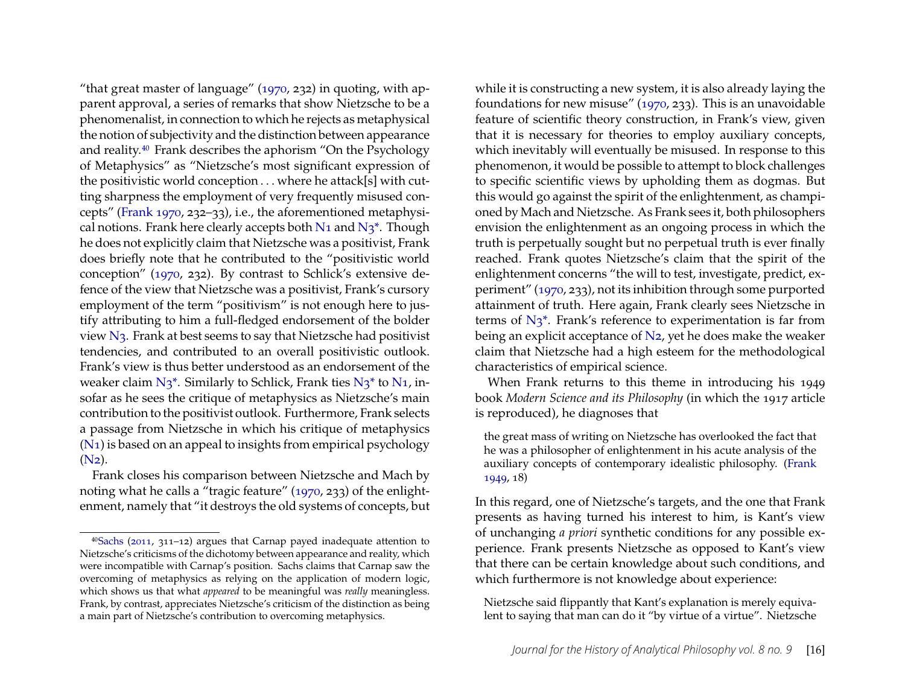"that great master of language" (1970, 232) in quoting, with apparent approval, a series of remarks that show Nietzsche to be a phenomenalist, in connection to which he rejects as metaphysical the notion of subjectivity and the distinction between appearance and reality.[40] Frank describes the aphorism "On the Psychology of Metaphysics" as "Nietzsche's most significant expression of the positivistic world conception . . . where he attack[s] with cutting sharpness the employment of very frequently misused concepts" (Frank 1970, 232–33), i.e., the aforementioned metaphysical notions. Frank here clearly accepts both N1 and N3*. Though he does not explicitly claim that Nietzsche was a positivist, Frank does briefly note that he contributed to the "positivistic world conception" (1970, 232). By contrast to Schlick's extensive defence of the view that Nietzsche was a positivist, Frank's cursory employment of the term "positivism" is not enough here to justify attributing to him a full-fledged endorsement of the bolder view N3. Frank at best seems to say that Nietzsche had positivist tendencies, and contributed to an overall positivistic outlook. Frank's view is thus better understood as an endorsement of the weaker claim N3*. Similarly to Schlick, Frank ties N3* to N1, insofar as he sees the critique of metaphysics as Nietzsche's main contribution to the positivist outlook. Furthermore, Frank selects a passage from Nietzsche in which his critique of metaphysics (N1) is based on an appeal to insights from empirical psychology (N2).

Frank closes his comparison between Nietzsche and Mach by noting what he calls a "tragic feature" (1970, 233) of the enlightenment, namely that "it destroys the old systems of concepts, but while it is constructing a new system, it is also already laying the foundations for new misuse" (1970, 233). This is an unavoidable feature of scientific theory construction, in Frank's view, given that it is necessary for theories to employ auxiliary concepts, which inevitably will eventually be misused. In response to this phenomenon, it would be possible to attempt to block challenges to specific scientific views by upholding them as dogmas. But this would go against the spirit of the enlightenment, as championed by Mach and Nietzsche. As Frank sees it, both philosophers envision the enlightenment as an ongoing process in which the truth is perpetually sought but no perpetual truth is ever finally reached. Frank quotes Nietzsche's claim that the spirit of the enlightenment concerns "the will to test, investigate, predict, experiment" (1970, 233), not its inhibition through some purported attainment of truth. Here again, Frank clearly sees Nietzsche in terms of N3*. Frank's reference to experimentation is far from being an explicit acceptance of N2, yet he does make the weaker claim that Nietzsche had a high esteem for the methodological characteristics of empirical science.

When Frank returns to this theme in introducing his 1949 book *Modern Science and its Philosophy* (in which the 1917 article is reproduced), he diagnoses that

> the great mass of writing on Nietzsche has overlooked the fact that he was a philosopher of enlightenment in his acute analysis of the auxiliary concepts of contemporary idealistic philosophy. (Frank 1949, 18)

In this regard, one of Nietzsche's targets, and the one that Frank presents as having turned his interest to him, is Kant's view of unchanging *a priori* synthetic conditions for any possible experience. Frank presents Nietzsche as opposed to Kant's view that there can be certain knowledge about such conditions, and which furthermore is not knowledge about experience:

> Nietzsche said flippantly that Kant's explanation is merely equivalent to saying that man can do it "by virtue of a virtue". Nietzsche

[40] Sachs (2011, 311–12) argues that Carnap payed inadequate attention to Nietzsche's criticisms of the dichotomy between appearance and reality, which were incompatible with Carnap's position. Sachs claims that Carnap saw the overcoming of metaphysics as relying on the application of modern logic, which shows us that what *appeared* to be meaningful was *really* meaningless. Frank, by contrast, appreciates Nietzsche's criticism of the distinction as being a main part of Nietzsche's contribution to overcoming metaphysics.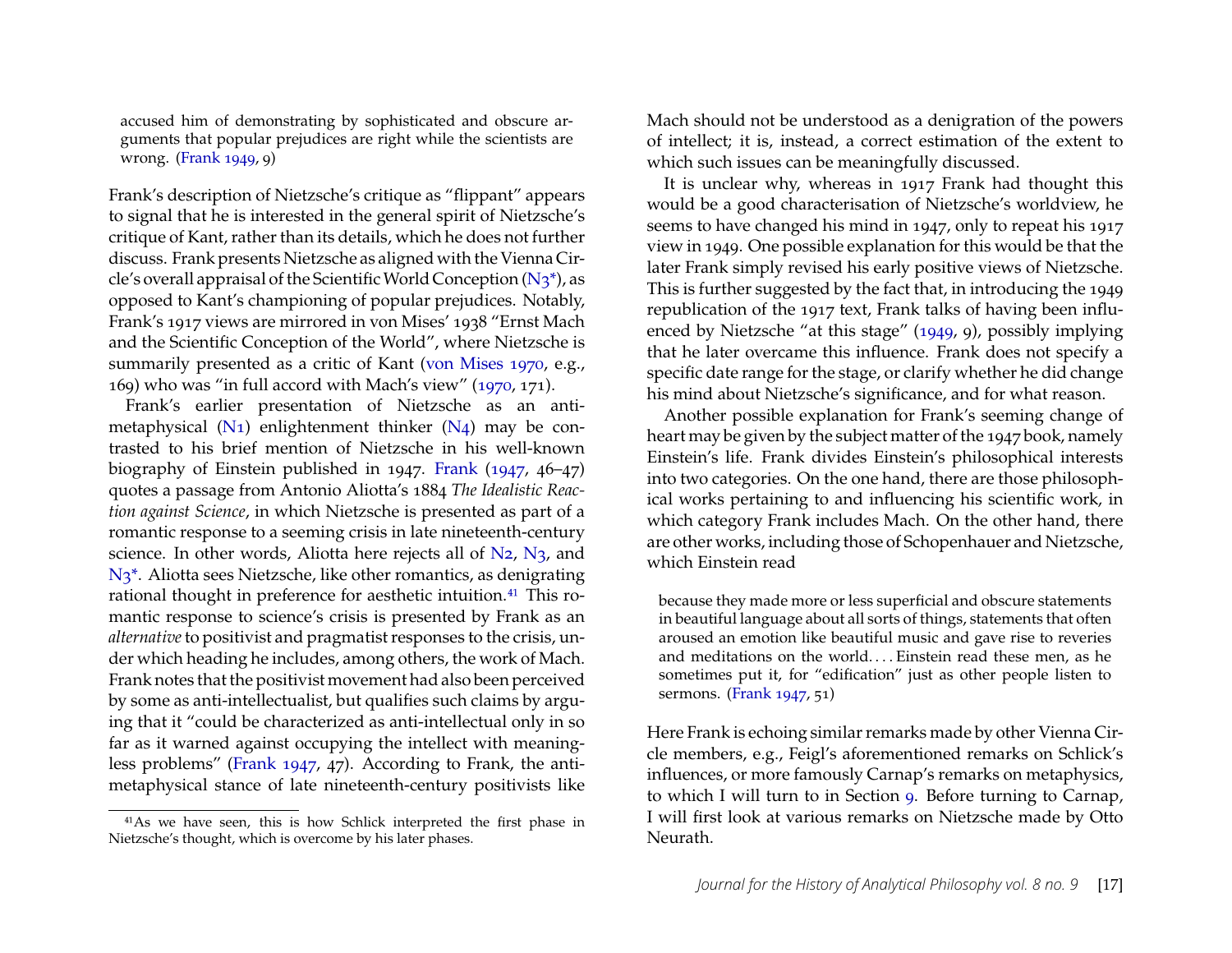> accused him of demonstrating by sophisticated and obscure arguments that popular prejudices are right while the scientists are wrong. (Frank 1949, 9)

Frank's description of Nietzsche's critique as "flippant" appears to signal that he is interested in the general spirit of Nietzsche's critique of Kant, rather than its details, which he does not further discuss. Frank presents Nietzsche as aligned with the Vienna Circle's overall appraisal of the Scientific World Conception (N3*), as opposed to Kant's championing of popular prejudices. Notably, Frank's 1917 views are mirrored in von Mises' 1938 "Ernst Mach and the Scientific Conception of the World", where Nietzsche is summarily presented as a critic of Kant (von Mises 1970, e.g., 169) who was "in full accord with Mach's view" (1970, 171).

Frank's earlier presentation of Nietzsche as an anti-metaphysical (N1) enlightenment thinker (N4) may be contrasted to his brief mention of Nietzsche in his well-known biography of Einstein published in 1947. Frank (1947, 46–47) quotes a passage from Antonio Aliotta's 1884 *The Idealistic Reaction against Science*, in which Nietzsche is presented as part of a romantic response to a seeming crisis in late nineteenth-century science. In other words, Aliotta here rejects all of N2, N3, and N3*. Aliotta sees Nietzsche, like other romantics, as denigrating rational thought in preference for aesthetic intuition.[41] This romantic response to science's crisis is presented by Frank as an *alternative* to positivist and pragmatist responses to the crisis, under which heading he includes, among others, the work of Mach. Frank notes that the positivist movement had also been perceived by some as anti-intellectualist, but qualifies such claims by arguing that it "could be characterized as anti-intellectual only in so far as it warned against occupying the intellect with meaningless problems" (Frank 1947, 47). According to Frank, the anti-metaphysical stance of late nineteenth-century positivists like Mach should not be understood as a denigration of the powers of intellect; it is, instead, a correct estimation of the extent to which such issues can be meaningfully discussed.

It is unclear why, whereas in 1917 Frank had thought this would be a good characterisation of Nietzsche's worldview, he seems to have changed his mind in 1947, only to repeat his 1917 view in 1949. One possible explanation for this would be that the later Frank simply revised his early positive views of Nietzsche. This is further suggested by the fact that, in introducing the 1949 republication of the 1917 text, Frank talks of having been influenced by Nietzsche "at this stage" (1949, 9), possibly implying that he later overcame this influence. Frank does not specify a specific date range for the stage, or clarify whether he did change his mind about Nietzsche's significance, and for what reason.

Another possible explanation for Frank's seeming change of heart may be given by the subject matter of the 1947 book, namely Einstein's life. Frank divides Einstein's philosophical interests into two categories. On the one hand, there are those philosophical works pertaining to and influencing his scientific work, in which category Frank includes Mach. On the other hand, there are other works, including those of Schopenhauer and Nietzsche, which Einstein read

> because they made more or less superficial and obscure statements in beautiful language about all sorts of things, statements that often aroused an emotion like beautiful music and gave rise to reveries and meditations on the world.... Einstein read these men, as he sometimes put it, for "edification" just as other people listen to sermons. (Frank 1947, 51)

Here Frank is echoing similar remarks made by other Vienna Circle members, e.g., Feigl's aforementioned remarks on Schlick's influences, or more famously Carnap's remarks on metaphysics, to which I will turn to in Section 9. Before turning to Carnap, I will first look at various remarks on Nietzsche made by Otto Neurath.

[41] As we have seen, this is how Schlick interpreted the first phase in Nietzsche's thought, which is overcome by his later phases.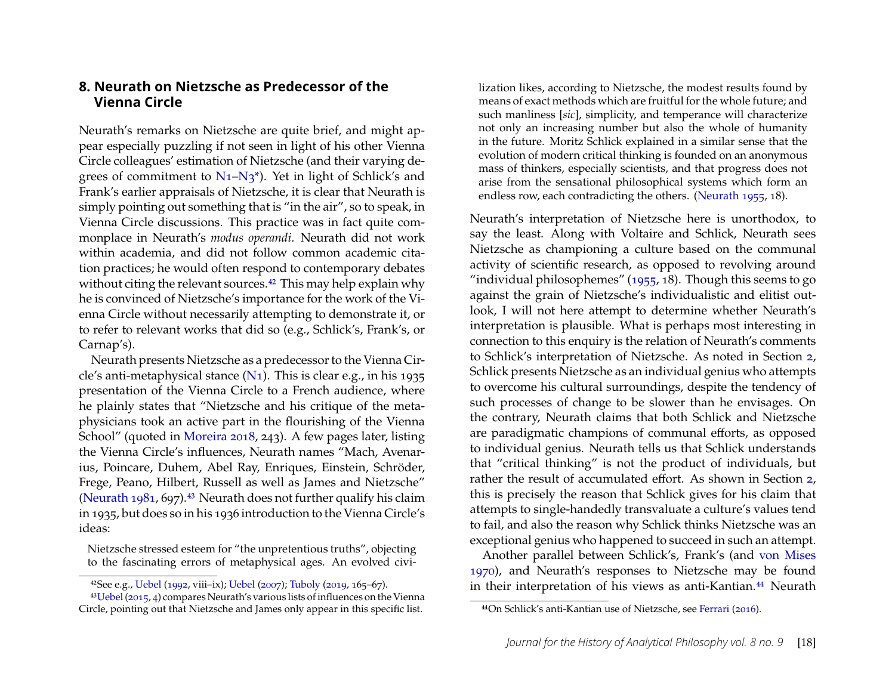## 8. Neurath on Nietzsche as Predecessor of the Vienna Circle

Neurath's remarks on Nietzsche are quite brief, and might appear especially puzzling if not seen in light of his other Vienna Circle colleagues' estimation of Nietzsche (and their varying degrees of commitment to N1–N3*). Yet in light of Schlick's and Frank's earlier appraisals of Nietzsche, it is clear that Neurath is simply pointing out something that is "in the air", so to speak, in Vienna Circle discussions. This practice was in fact quite commonplace in Neurath's *modus operandi*. Neurath did not work within academia, and did not follow common academic citation practices; he would often respond to contemporary debates without citing the relevant sources.[42] This may help explain why he is convinced of Nietzsche's importance for the work of the Vienna Circle without necessarily attempting to demonstrate it, or to refer to relevant works that did so (e.g., Schlick's, Frank's, or Carnap's).

Neurath presents Nietzsche as a predecessor to the Vienna Circle's anti-metaphysical stance (N1). This is clear e.g., in his 1935 presentation of the Vienna Circle to a French audience, where he plainly states that "Nietzsche and his critique of the metaphysicians took an active part in the flourishing of the Vienna School" (quoted in Moreira 2018, 243). A few pages later, listing the Vienna Circle's influences, Neurath names "Mach, Avenarius, Poincare, Duhem, Abel Ray, Enriques, Einstein, Schröder, Frege, Peano, Hilbert, Russell as well as James and Nietzsche" (Neurath 1981, 697).[43] Neurath does not further qualify his claim in 1935, but does so in his 1936 introduction to the Vienna Circle's ideas:

> Nietzsche stressed esteem for "the unpretentious truths", objecting to the fascinating errors of metaphysical ages. An evolved civilization likes, according to Nietzsche, the modest results found by means of exact methods which are fruitful for the whole future; and such manliness [*sic*], simplicity, and temperance will characterize not only an increasing number but also the whole of humanity in the future. Moritz Schlick explained in a similar sense that the evolution of modern critical thinking is founded on an anonymous mass of thinkers, especially scientists, and that progress does not arise from the sensational philosophical systems which form an endless row, each contradicting the others. (Neurath 1955, 18).

Neurath's interpretation of Nietzsche here is unorthodox, to say the least. Along with Voltaire and Schlick, Neurath sees Nietzsche as championing a culture based on the communal activity of scientific research, as opposed to revolving around "individual philosophemes" (1955, 18). Though this seems to go against the grain of Nietzsche's individualistic and elitist outlook, I will not here attempt to determine whether Neurath's interpretation is plausible. What is perhaps most interesting in connection to this enquiry is the relation of Neurath's comments to Schlick's interpretation of Nietzsche. As noted in Section 2, Schlick presents Nietzsche as an individual genius who attempts to overcome his cultural surroundings, despite the tendency of such processes of change to be slower than he envisages. On the contrary, Neurath claims that both Schlick and Nietzsche are paradigmatic champions of communal efforts, as opposed to individual genius. Neurath tells us that Schlick understands that "critical thinking" is not the product of individuals, but rather the result of accumulated effort. As shown in Section 2, this is precisely the reason that Schlick gives for his claim that attempts to single-handedly transvaluate a culture's values tend to fail, and also the reason why Schlick thinks Nietzsche was an exceptional genius who happened to succeed in such an attempt.

Another parallel between Schlick's, Frank's (and von Mises 1970), and Neurath's responses to Nietzsche may be found in their interpretation of his views as anti-Kantian.[44] Neurath

[42] See e.g., Uebel (1992, viii–ix); Uebel (2007); Tuboly (2019, 165–67).

[43] Uebel (2015, 4) compares Neurath's various lists of influences on the Vienna Circle, pointing out that Nietzsche and James only appear in this specific list.

[44] On Schlick's anti-Kantian use of Nietzsche, see Ferrari (2016).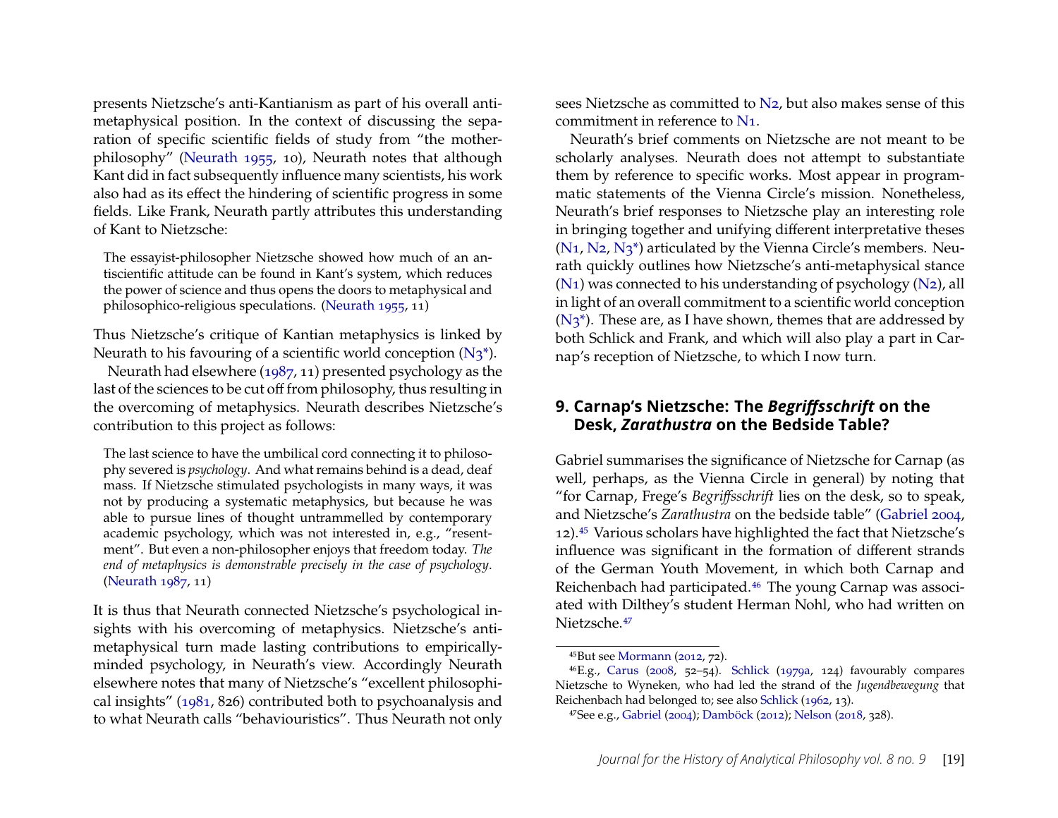presents Nietzsche's anti-Kantianism as part of his overall anti-metaphysical position. In the context of discussing the separation of specific scientific fields of study from "the mother-philosophy" (Neurath 1955, 10), Neurath notes that although Kant did in fact subsequently influence many scientists, his work also had as its effect the hindering of scientific progress in some fields. Like Frank, Neurath partly attributes this understanding of Kant to Nietzsche:

> The essayist-philosopher Nietzsche showed how much of an antiscientific attitude can be found in Kant's system, which reduces the power of science and thus opens the doors to metaphysical and philosophico-religious speculations. (Neurath 1955, 11)

Thus Nietzsche's critique of Kantian metaphysics is linked by Neurath to his favouring of a scientific world conception (N3*).

Neurath had elsewhere (1987, 11) presented psychology as the last of the sciences to be cut off from philosophy, thus resulting in the overcoming of metaphysics. Neurath describes Nietzsche's contribution to this project as follows:

> The last science to have the umbilical cord connecting it to philosophy severed is *psychology*. And what remains behind is a dead, deaf mass. If Nietzsche stimulated psychologists in many ways, it was not by producing a systematic metaphysics, but because he was able to pursue lines of thought untrammelled by contemporary academic psychology, which was not interested in, e.g., "ressentment". But even a non-philosopher enjoys that freedom today. *The end of metaphysics is demonstrable precisely in the case of psychology*. (Neurath 1987, 11)

It is thus that Neurath connected Nietzsche's psychological insights with his overcoming of metaphysics. Nietzsche's anti-metaphysical turn made lasting contributions to empirically-minded psychology, in Neurath's view. Accordingly Neurath elsewhere notes that many of Nietzsche's "excellent philosophical insights" (1981, 826) contributed both to psychoanalysis and to what Neurath calls "behaviouristics". Thus Neurath not only sees Nietzsche as committed to N2, but also makes sense of this commitment in reference to N1.

Neurath's brief comments on Nietzsche are not meant to be scholarly analyses. Neurath does not attempt to substantiate them by reference to specific works. Most appear in programmatic statements of the Vienna Circle's mission. Nonetheless, Neurath's brief responses to Nietzsche play an interesting role in bringing together and unifying different interpretative theses (N1, N2, N3*) articulated by the Vienna Circle's members. Neurath quickly outlines how Nietzsche's anti-metaphysical stance (N1) was connected to his understanding of psychology (N2), all in light of an overall commitment to a scientific world conception (N3*). These are, as I have shown, themes that are addressed by both Schlick and Frank, and which will also play a part in Carnap's reception of Nietzsche, to which I now turn.

## 9. Carnap's Nietzsche: The *Begriffsschrift* on the Desk, *Zarathustra* on the Bedside Table?

Gabriel summarises the significance of Nietzsche for Carnap (as well, perhaps, as the Vienna Circle in general) by noting that "for Carnap, Frege's *Begriffsschrift* lies on the desk, so to speak, and Nietzsche's *Zarathustra* on the bedside table" (Gabriel 2004, 12).[45] Various scholars have highlighted the fact that Nietzsche's influence was significant in the formation of different strands of the German Youth Movement, in which both Carnap and Reichenbach had participated.[46] The young Carnap was associated with Dilthey's student Herman Nohl, who had written on Nietzsche.[47]

[45] But see Mormann (2012, 72).

[46] E.g., Carus (2008, 52–54). Schlick (1979a, 124) favourably compares Nietzsche to Wyneken, who had led the strand of the *Jugendbewegung* that Reichenbach had belonged to; see also Schlick (1962, 13).

[47] See e.g., Gabriel (2004); Damböck (2012); Nelson (2018, 328).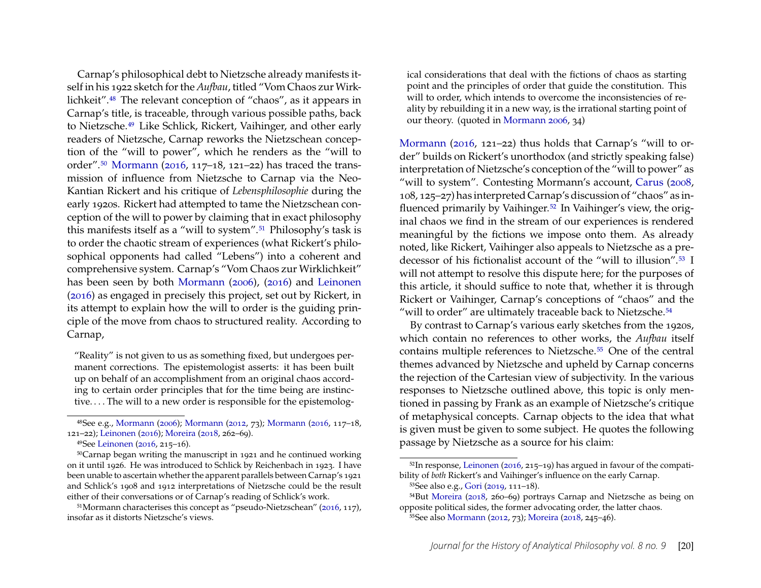Carnap's philosophical debt to Nietzsche already manifests itself in his 1922 sketch for the *Aufbau*, titled "Vom Chaos zur Wirklichkeit".[48] The relevant conception of "chaos", as it appears in Carnap's title, is traceable, through various possible paths, back to Nietzsche.[49] Like Schlick, Rickert, Vaihinger, and other early readers of Nietzsche, Carnap reworks the Nietzschean conception of the "will to power", which he renders as the "will to order".[50] Mormann (2016, 117–18, 121–22) has traced the transmission of influence from Nietzsche to Carnap via the Neo-Kantian Rickert and his critique of *Lebensphilosophie* during the early 1920s. Rickert had attempted to tame the Nietzschean conception of the will to power by claiming that in exact philosophy this manifests itself as a "will to system".[51] Philosophy's task is to order the chaotic stream of experiences (what Rickert's philosophical opponents had called "Lebens") into a coherent and comprehensive system. Carnap's "Vom Chaos zur Wirklichkeit" has been seen by both Mormann (2006), (2016) and Leinonen (2016) as engaged in precisely this project, set out by Rickert, in its attempt to explain how the will to order is the guiding principle of the move from chaos to structured reality. According to Carnap,

> "Reality" is not given to us as something fixed, but undergoes permanent corrections. The epistemologist asserts: it has been built up on behalf of an accomplishment from an original chaos according to certain order principles that for the time being are instinctive. . . . The will to a new order is responsible for the epistemological considerations that deal with the fictions of chaos as starting point and the principles of order that guide the constitution. This will to order, which intends to overcome the inconsistencies of reality by rebuilding it in a new way, is the irrational starting point of our theory. (quoted in Mormann 2006, 34)

Mormann (2016, 121–22) thus holds that Carnap's "will to order" builds on Rickert's unorthodox (and strictly speaking false) interpretation of Nietzsche's conception of the "will to power" as "will to system". Contesting Mormann's account, Carus (2008, 108, 125–27) has interpreted Carnap's discussion of "chaos" as influenced primarily by Vaihinger.[52] In Vaihinger's view, the original chaos we find in the stream of our experiences is rendered meaningful by the fictions we impose onto them. As already noted, like Rickert, Vaihinger also appeals to Nietzsche as a predecessor of his fictionalist account of the "will to illusion".[53] I will not attempt to resolve this dispute here; for the purposes of this article, it should suffice to note that, whether it is through Rickert or Vaihinger, Carnap's conceptions of "chaos" and the "will to order" are ultimately traceable back to Nietzsche.[54]

By contrast to Carnap's various early sketches from the 1920s, which contain no references to other works, the *Aufbau* itself contains multiple references to Nietzsche.[55] One of the central themes advanced by Nietzsche and upheld by Carnap concerns the rejection of the Cartesian view of subjectivity. In the various responses to Nietzsche outlined above, this topic is only mentioned in passing by Frank as an example of Nietzsche's critique of metaphysical concepts. Carnap objects to the idea that what is given must be given to some subject. He quotes the following passage by Nietzsche as a source for his claim:

[48] See e.g., Mormann (2006); Mormann (2012, 73); Mormann (2016, 117–18, 121–22); Leinonen (2016); Moreira (2018, 262–69).

[49] See Leinonen (2016, 215–16).

[50] Carnap began writing the manuscript in 1921 and he continued working on it until 1926. He was introduced to Schlick by Reichenbach in 1923. I have been unable to ascertain whether the apparent parallels between Carnap's 1921 and Schlick's 1908 and 1912 interpretations of Nietzsche could be the result either of their conversations or of Carnap's reading of Schlick's work.

[51] Mormann characterises this concept as "pseudo-Nietzschean" (2016, 117), insofar as it distorts Nietzsche's views.

[52] In response, Leinonen (2016, 215–19) has argued in favour of the compatibility of *both* Rickert's and Vaihinger's influence on the early Carnap.

[53] See also e.g., Gori (2019, 111–18).

[54] But Moreira (2018, 260–69) portrays Carnap and Nietzsche as being on opposite political sides, the former advocating order, the latter chaos.

[55] See also Mormann (2012, 73); Moreira (2018, 245–46).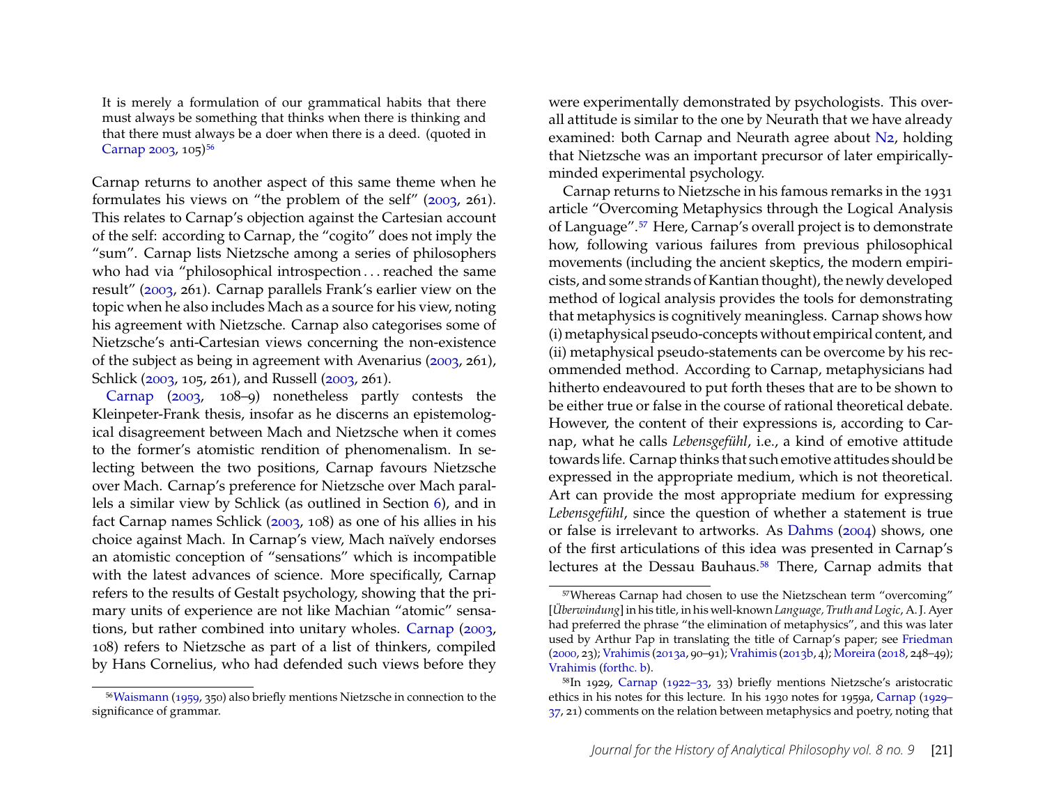> It is merely a formulation of our grammatical habits that there must always be something that thinks when there is thinking and that there must always be a doer when there is a deed. (quoted in Carnap 2003, 105)[56]

Carnap returns to another aspect of this same theme when he formulates his views on "the problem of the self" (2003, 261). This relates to Carnap's objection against the Cartesian account of the self: according to Carnap, the "cogito" does not imply the "sum". Carnap lists Nietzsche among a series of philosophers who had via "philosophical introspection . . . reached the same result" (2003, 261). Carnap parallels Frank's earlier view on the topic when he also includes Mach as a source for his view, noting his agreement with Nietzsche. Carnap also categorises some of Nietzsche's anti-Cartesian views concerning the non-existence of the subject as being in agreement with Avenarius (2003, 261), Schlick (2003, 105, 261), and Russell (2003, 261).

Carnap (2003, 108–9) nonetheless partly contests the Kleinpeter-Frank thesis, insofar as he discerns an epistemological disagreement between Mach and Nietzsche when it comes to the former's atomistic rendition of phenomenalism. In selecting between the two positions, Carnap favours Nietzsche over Mach. Carnap's preference for Nietzsche over Mach parallels a similar view by Schlick (as outlined in Section 6), and in fact Carnap names Schlick (2003, 108) as one of his allies in his choice against Mach. In Carnap's view, Mach naïvely endorses an atomistic conception of "sensations" which is incompatible with the latest advances of science. More specifically, Carnap refers to the results of Gestalt psychology, showing that the primary units of experience are not like Machian "atomic" sensations, but rather combined into unitary wholes. Carnap (2003, 108) refers to Nietzsche as part of a list of thinkers, compiled by Hans Cornelius, who had defended such views before they were experimentally demonstrated by psychologists. This overall attitude is similar to the one by Neurath that we have already examined: both Carnap and Neurath agree about N2, holding that Nietzsche was an important precursor of later empirically-minded experimental psychology.

Carnap returns to Nietzsche in his famous remarks in the 1931 article "Overcoming Metaphysics through the Logical Analysis of Language".[57] Here, Carnap's overall project is to demonstrate how, following various failures from previous philosophical movements (including the ancient skeptics, the modern empiricists, and some strands of Kantian thought), the newly developed method of logical analysis provides the tools for demonstrating that metaphysics is cognitively meaningless. Carnap shows how (i) metaphysical pseudo-concepts without empirical content, and (ii) metaphysical pseudo-statements can be overcome by his recommended method. According to Carnap, metaphysicians had hitherto endeavoured to put forth theses that are to be shown to be either true or false in the course of rational theoretical debate. However, the content of their expressions is, according to Carnap, what he calls *Lebensgefühl*, i.e., a kind of emotive attitude towards life. Carnap thinks that such emotive attitudes should be expressed in the appropriate medium, which is not theoretical. Art can provide the most appropriate medium for expressing *Lebensgefühl*, since the question of whether a statement is true or false is irrelevant to artworks. As Dahms (2004) shows, one of the first articulations of this idea was presented in Carnap's lectures at the Dessau Bauhaus.[58] There, Carnap admits that

---

[56] Waismann (1959, 350) also briefly mentions Nietzsche in connection to the significance of grammar.

[57] Whereas Carnap had chosen to use the Nietzschean term "overcoming" [*Überwindung*] in his title, in his well-known *Language, Truth and Logic*, A. J. Ayer had preferred the phrase "the elimination of metaphysics", and this was later used by Arthur Pap in translating the title of Carnap's paper; see Friedman (2000, 23); Vrahimis (2013a, 90–91); Vrahimis (2013b, 4); Moreira (2018, 248–49); Vrahimis (forthc. b).

[58] In 1929, Carnap (1922–33, 33) briefly mentions Nietzsche's aristocratic ethics in his notes for this lecture. In his 1930 notes for 1959a, Carnap (1929–37, 21) comments on the relation between metaphysics and poetry, noting that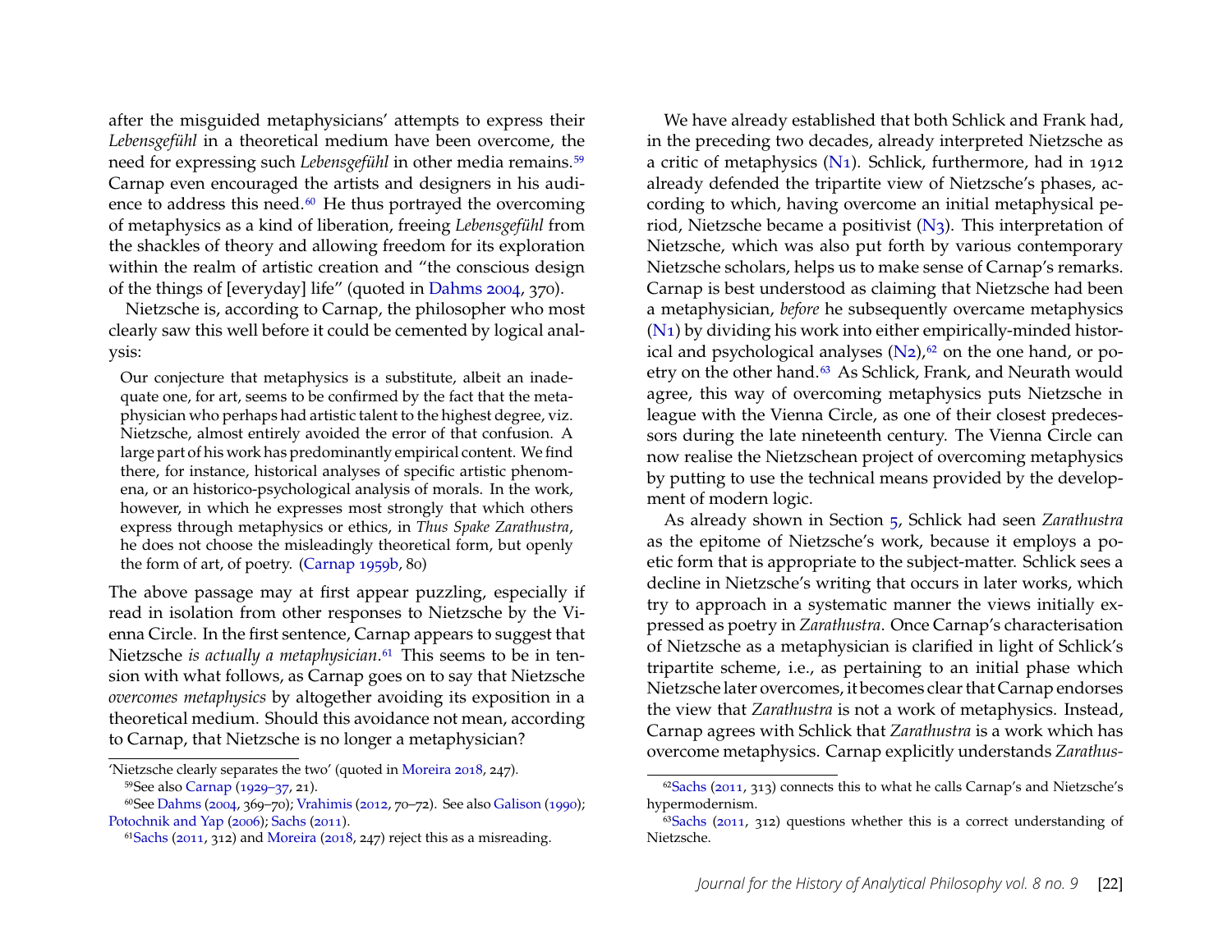after the misguided metaphysicians' attempts to express their *Lebensgefühl* in a theoretical medium have been overcome, the need for expressing such *Lebensgefühl* in other media remains.[59] Carnap even encouraged the artists and designers in his audience to address this need.[60] He thus portrayed the overcoming of metaphysics as a kind of liberation, freeing *Lebensgefühl* from the shackles of theory and allowing freedom for its exploration within the realm of artistic creation and "the conscious design of the things of [everyday] life" (quoted in Dahms 2004, 370).

Nietzsche is, according to Carnap, the philosopher who most clearly saw this well before it could be cemented by logical analysis:

> Our conjecture that metaphysics is a substitute, albeit an inadequate one, for art, seems to be confirmed by the fact that the metaphysician who perhaps had artistic talent to the highest degree, viz. Nietzsche, almost entirely avoided the error of that confusion. A large part of his work has predominantly empirical content. We find there, for instance, historical analyses of specific artistic phenomena, or an historico-psychological analysis of morals. In the work, however, in which he expresses most strongly that which others express through metaphysics or ethics, in *Thus Spake Zarathustra*, he does not choose the misleadingly theoretical form, but openly the form of art, of poetry. (Carnap 1959b, 80)

The above passage may at first appear puzzling, especially if read in isolation from other responses to Nietzsche by the Vienna Circle. In the first sentence, Carnap appears to suggest that Nietzsche *is actually a metaphysician*.[61] This seems to be in tension with what follows, as Carnap goes on to say that Nietzsche *overcomes metaphysics* by altogether avoiding its exposition in a theoretical medium. Should this avoidance not mean, according to Carnap, that Nietzsche is no longer a metaphysician?

We have already established that both Schlick and Frank had, in the preceding two decades, already interpreted Nietzsche as a critic of metaphysics (N1). Schlick, furthermore, had in 1912 already defended the tripartite view of Nietzsche's phases, according to which, having overcome an initial metaphysical period, Nietzsche became a positivist (N3). This interpretation of Nietzsche, which was also put forth by various contemporary Nietzsche scholars, helps us to make sense of Carnap's remarks. Carnap is best understood as claiming that Nietzsche had been a metaphysician, *before* he subsequently overcame metaphysics (N1) by dividing his work into either empirically-minded historical and psychological analyses (N2),[62] on the one hand, or poetry on the other hand.[63] As Schlick, Frank, and Neurath would agree, this way of overcoming metaphysics puts Nietzsche in league with the Vienna Circle, as one of their closest predecessors during the late nineteenth century. The Vienna Circle can now realise the Nietzschean project of overcoming metaphysics by putting to use the technical means provided by the development of modern logic.

As already shown in Section 5, Schlick had seen *Zarathustra* as the epitome of Nietzsche's work, because it employs a poetic form that is appropriate to the subject-matter. Schlick sees a decline in Nietzsche's writing that occurs in later works, which try to approach in a systematic manner the views initially expressed as poetry in *Zarathustra*. Once Carnap's characterisation of Nietzsche as a metaphysician is clarified in light of Schlick's tripartite scheme, i.e., as pertaining to an initial phase which Nietzsche later overcomes, it becomes clear that Carnap endorses the view that *Zarathustra* is not a work of metaphysics. Instead, Carnap agrees with Schlick that *Zarathustra* is a work which has overcome metaphysics. Carnap explicitly understands *Zarathus-*

---

'Nietzsche clearly separates the two' (quoted in Moreira 2018, 247).

[59] See also Carnap (1929–37, 21).

[60] See Dahms (2004, 369–70); Vrahimis (2012, 70–72). See also Galison (1990); Potochnik and Yap (2006); Sachs (2011).

[61] Sachs (2011, 312) and Moreira (2018, 247) reject this as a misreading.

[62] Sachs (2011, 313) connects this to what he calls Carnap's and Nietzsche's hypermodernism.

[63] Sachs (2011, 312) questions whether this is a correct understanding of Nietzsche.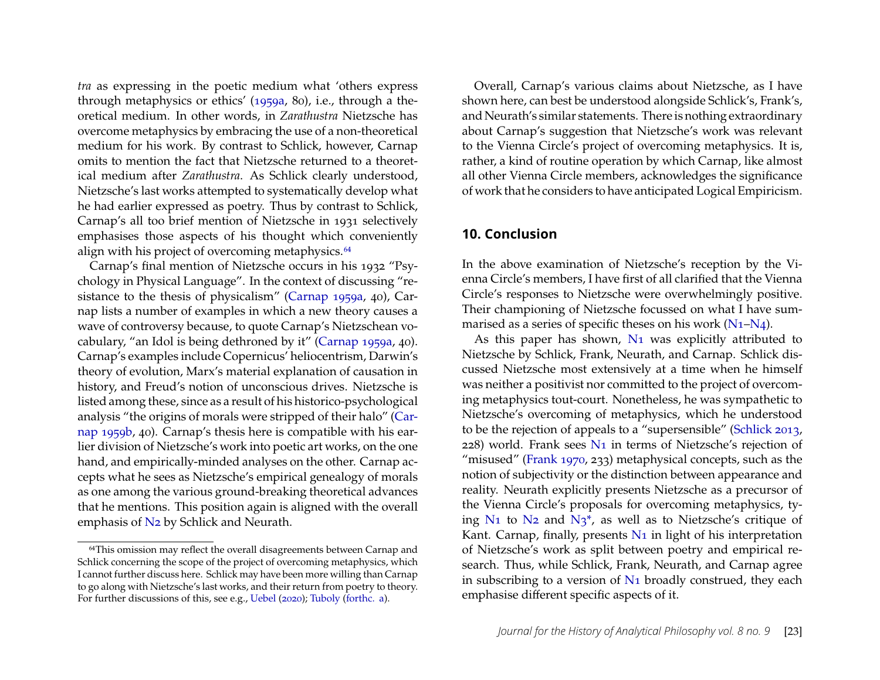*tra* as expressing in the poetic medium what 'others express through metaphysics or ethics' (1959a, 80), i.e., through a theoretical medium. In other words, in *Zarathustra* Nietzsche has overcome metaphysics by embracing the use of a non-theoretical medium for his work. By contrast to Schlick, however, Carnap omits to mention the fact that Nietzsche returned to a theoretical medium after *Zarathustra*. As Schlick clearly understood, Nietzsche's last works attempted to systematically develop what he had earlier expressed as poetry. Thus by contrast to Schlick, Carnap's all too brief mention of Nietzsche in 1931 selectively emphasises those aspects of his thought which conveniently align with his project of overcoming metaphysics.[64]

Carnap's final mention of Nietzsche occurs in his 1932 "Psychology in Physical Language". In the context of discussing "resistance to the thesis of physicalism" (Carnap 1959a, 40), Carnap lists a number of examples in which a new theory causes a wave of controversy because, to quote Carnap's Nietzschean vocabulary, "an Idol is being dethroned by it" (Carnap 1959a, 40). Carnap's examples include Copernicus' heliocentrism, Darwin's theory of evolution, Marx's material explanation of causation in history, and Freud's notion of unconscious drives. Nietzsche is listed among these, since as a result of his historico-psychological analysis "the origins of morals were stripped of their halo" (Carnap 1959b, 40). Carnap's thesis here is compatible with his earlier division of Nietzsche's work into poetic art works, on the one hand, and empirically-minded analyses on the other. Carnap accepts what he sees as Nietzsche's empirical genealogy of morals as one among the various ground-breaking theoretical advances that he mentions. This position again is aligned with the overall emphasis of N2 by Schlick and Neurath.

[64]This omission may reflect the overall disagreements between Carnap and Schlick concerning the scope of the project of overcoming metaphysics, which I cannot further discuss here. Schlick may have been more willing than Carnap to go along with Nietzsche's last works, and their return from poetry to theory. For further discussions of this, see e.g., Uebel (2020); Tuboly (forthc. a).

Overall, Carnap's various claims about Nietzsche, as I have shown here, can best be understood alongside Schlick's, Frank's, and Neurath's similar statements. There is nothing extraordinary about Carnap's suggestion that Nietzsche's work was relevant to the Vienna Circle's project of overcoming metaphysics. It is, rather, a kind of routine operation by which Carnap, like almost all other Vienna Circle members, acknowledges the significance of work that he considers to have anticipated Logical Empiricism.

## 10. Conclusion

In the above examination of Nietzsche's reception by the Vienna Circle's members, I have first of all clarified that the Vienna Circle's responses to Nietzsche were overwhelmingly positive. Their championing of Nietzsche focussed on what I have summarised as a series of specific theses on his work (N1–N4).

As this paper has shown, N1 was explicitly attributed to Nietzsche by Schlick, Frank, Neurath, and Carnap. Schlick discussed Nietzsche most extensively at a time when he himself was neither a positivist nor committed to the project of overcoming metaphysics tout-court. Nonetheless, he was sympathetic to Nietzsche's overcoming of metaphysics, which he understood to be the rejection of appeals to a "supersensible" (Schlick 2013, 228) world. Frank sees N1 in terms of Nietzsche's rejection of "misused" (Frank 1970, 233) metaphysical concepts, such as the notion of subjectivity or the distinction between appearance and reality. Neurath explicitly presents Nietzsche as a precursor of the Vienna Circle's proposals for overcoming metaphysics, tying N1 to N2 and N3*, as well as to Nietzsche's critique of Kant. Carnap, finally, presents N1 in light of his interpretation of Nietzsche's work as split between poetry and empirical research. Thus, while Schlick, Frank, Neurath, and Carnap agree in subscribing to a version of N1 broadly construed, they each emphasise different specific aspects of it.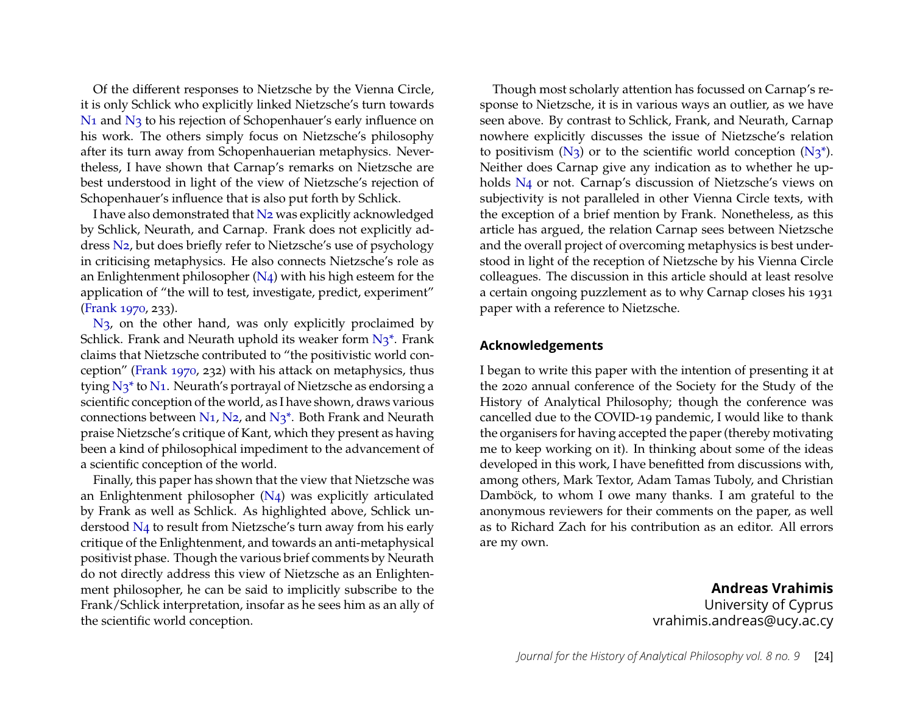Of the different responses to Nietzsche by the Vienna Circle, it is only Schlick who explicitly linked Nietzsche's turn towards N1 and N3 to his rejection of Schopenhauer's early influence on his work. The others simply focus on Nietzsche's philosophy after its turn away from Schopenhauerian metaphysics. Nevertheless, I have shown that Carnap's remarks on Nietzsche are best understood in light of the view of Nietzsche's rejection of Schopenhauer's influence that is also put forth by Schlick.

I have also demonstrated that N2 was explicitly acknowledged by Schlick, Neurath, and Carnap. Frank does not explicitly address N2, but does briefly refer to Nietzsche's use of psychology in criticising metaphysics. He also connects Nietzsche's role as an Enlightenment philosopher (N4) with his high esteem for the application of "the will to test, investigate, predict, experiment" (Frank 1970, 233).

N3, on the other hand, was only explicitly proclaimed by Schlick. Frank and Neurath uphold its weaker form N3*. Frank claims that Nietzsche contributed to "the positivistic world conception" (Frank 1970, 232) with his attack on metaphysics, thus tying N3* to N1. Neurath's portrayal of Nietzsche as endorsing a scientific conception of the world, as I have shown, draws various connections between N1, N2, and N3*. Both Frank and Neurath praise Nietzsche's critique of Kant, which they present as having been a kind of philosophical impediment to the advancement of a scientific conception of the world.

Finally, this paper has shown that the view that Nietzsche was an Enlightenment philosopher (N4) was explicitly articulated by Frank as well as Schlick. As highlighted above, Schlick understood N4 to result from Nietzsche's turn away from his early critique of the Enlightenment, and towards an anti-metaphysical positivist phase. Though the various brief comments by Neurath do not directly address this view of Nietzsche as an Enlightenment philosopher, he can be said to implicitly subscribe to the Frank/Schlick interpretation, insofar as he sees him as an ally of the scientific world conception.

Though most scholarly attention has focussed on Carnap's response to Nietzsche, it is in various ways an outlier, as we have seen above. By contrast to Schlick, Frank, and Neurath, Carnap nowhere explicitly discusses the issue of Nietzsche's relation to positivism (N3) or to the scientific world conception (N3*). Neither does Carnap give any indication as to whether he upholds N4 or not. Carnap's discussion of Nietzsche's views on subjectivity is not paralleled in other Vienna Circle texts, with the exception of a brief mention by Frank. Nonetheless, as this article has argued, the relation Carnap sees between Nietzsche and the overall project of overcoming metaphysics is best understood in light of the reception of Nietzsche by his Vienna Circle colleagues. The discussion in this article should at least resolve a certain ongoing puzzlement as to why Carnap closes his 1931 paper with a reference to Nietzsche.

### Acknowledgements

I began to write this paper with the intention of presenting it at the 2020 annual conference of the Society for the Study of the History of Analytical Philosophy; though the conference was cancelled due to the COVID-19 pandemic, I would like to thank the organisers for having accepted the paper (thereby motivating me to keep working on it). In thinking about some of the ideas developed in this work, I have benefitted from discussions with, among others, Mark Textor, Adam Tamas Tuboly, and Christian Damböck, to whom I owe many thanks. I am grateful to the anonymous reviewers for their comments on the paper, as well as to Richard Zach for his contribution as an editor. All errors are my own.

**Andreas Vrahimis**
University of Cyprus
vrahimis.andreas@ucy.ac.cy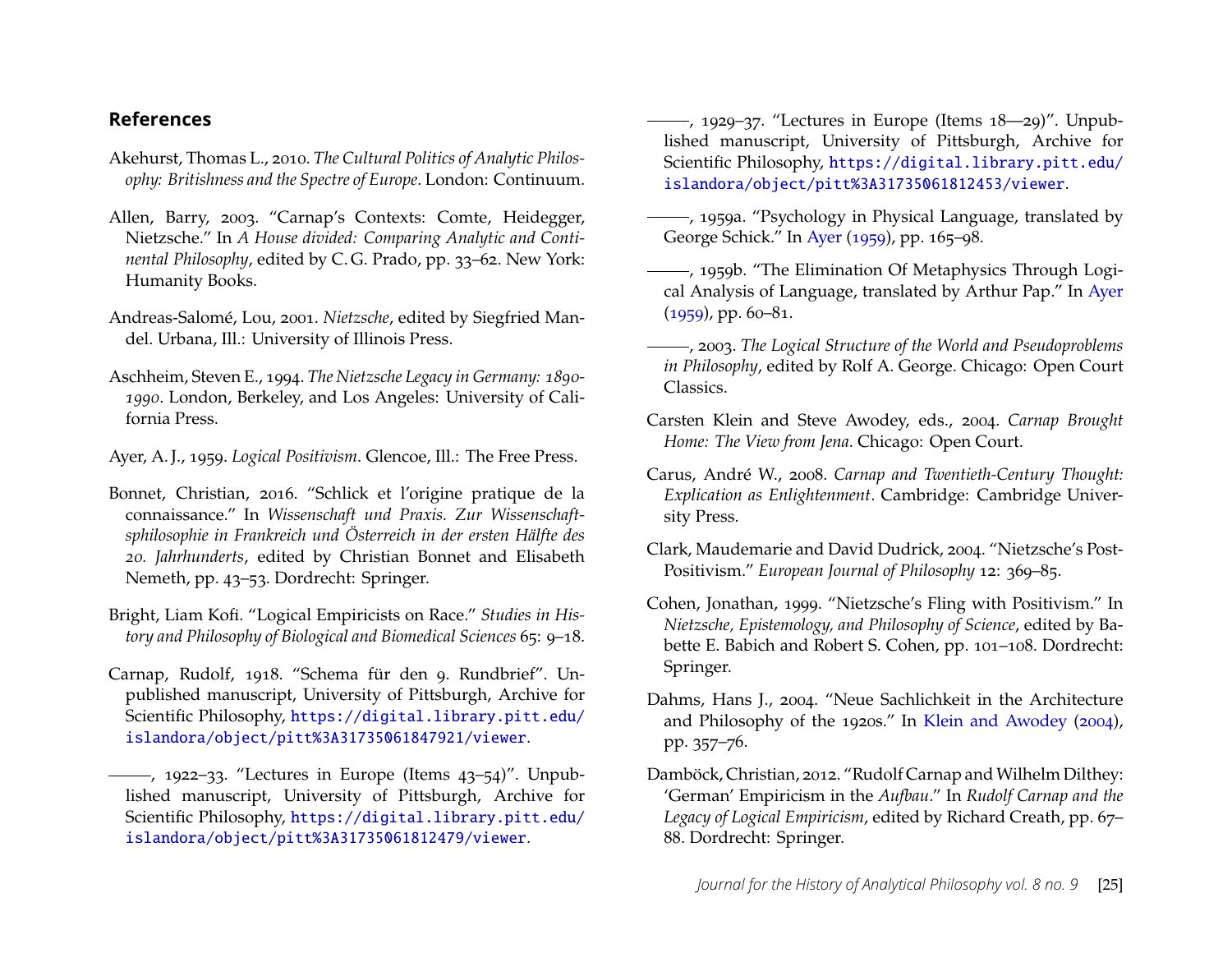## References

Akehurst, Thomas L., 2010. *The Cultural Politics of Analytic Philosophy: Britishness and the Spectre of Europe*. London: Continuum.

Allen, Barry, 2003. "Carnap's Contexts: Comte, Heidegger, Nietzsche." In *A House divided: Comparing Analytic and Continental Philosophy*, edited by C. G. Prado, pp. 33–62. New York: Humanity Books.

Andreas-Salomé, Lou, 2001. *Nietzsche*, edited by Siegfried Mandel. Urbana, Ill.: University of Illinois Press.

Aschheim, Steven E., 1994. *The Nietzsche Legacy in Germany: 1890-1990*. London, Berkeley, and Los Angeles: University of California Press.

Ayer, A. J., 1959. *Logical Positivism*. Glencoe, Ill.: The Free Press.

Bonnet, Christian, 2016. "Schlick et l'origine pratique de la connaissance." In *Wissenschaft und Praxis. Zur Wissenschaftsphilosophie in Frankreich und Österreich in der ersten Hälfte des 20. Jahrhunderts*, edited by Christian Bonnet and Elisabeth Nemeth, pp. 43–53. Dordrecht: Springer.

Bright, Liam Kofi. "Logical Empiricists on Race." *Studies in History and Philosophy of Biological and Biomedical Sciences* 65: 9–18.

Carnap, Rudolf, 1918. "Schema für den 9. Rundbrief". Unpublished manuscript, University of Pittsburgh, Archive for Scientific Philosophy, https://digital.library.pitt.edu/islandora/object/pitt%3A31735061847921/viewer.

———, 1922–33. "Lectures in Europe (Items 43–54)". Unpublished manuscript, University of Pittsburgh, Archive for Scientific Philosophy, https://digital.library.pitt.edu/islandora/object/pitt%3A31735061812479/viewer.

———, 1929–37. "Lectures in Europe (Items 18—29)". Unpublished manuscript, University of Pittsburgh, Archive for Scientific Philosophy, https://digital.library.pitt.edu/islandora/object/pitt%3A31735061812453/viewer.

———, 1959a. "Psychology in Physical Language, translated by George Schick." In Ayer (1959), pp. 165–98.

———, 1959b. "The Elimination Of Metaphysics Through Logical Analysis of Language, translated by Arthur Pap." In Ayer (1959), pp. 60–81.

———, 2003. *The Logical Structure of the World and Pseudoproblems in Philosophy*, edited by Rolf A. George. Chicago: Open Court Classics.

Carsten Klein and Steve Awodey, eds., 2004. *Carnap Brought Home: The View from Jena*. Chicago: Open Court.

Carus, André W., 2008. *Carnap and Twentieth-Century Thought: Explication as Enlightenment*. Cambridge: Cambridge University Press.

Clark, Maudemarie and David Dudrick, 2004. "Nietzsche's Post-Positivism." *European Journal of Philosophy* 12: 369–85.

Cohen, Jonathan, 1999. "Nietzsche's Fling with Positivism." In *Nietzsche, Epistemology, and Philosophy of Science*, edited by Babette E. Babich and Robert S. Cohen, pp. 101–108. Dordrecht: Springer.

Dahms, Hans J., 2004. "Neue Sachlichkeit in the Architecture and Philosophy of the 1920s." In Klein and Awodey (2004), pp. 357–76.

Damböck, Christian, 2012. "Rudolf Carnap and Wilhelm Dilthey: 'German' Empiricism in the *Aufbau*." In *Rudolf Carnap and the Legacy of Logical Empiricism*, edited by Richard Creath, pp. 67–88. Dordrecht: Springer.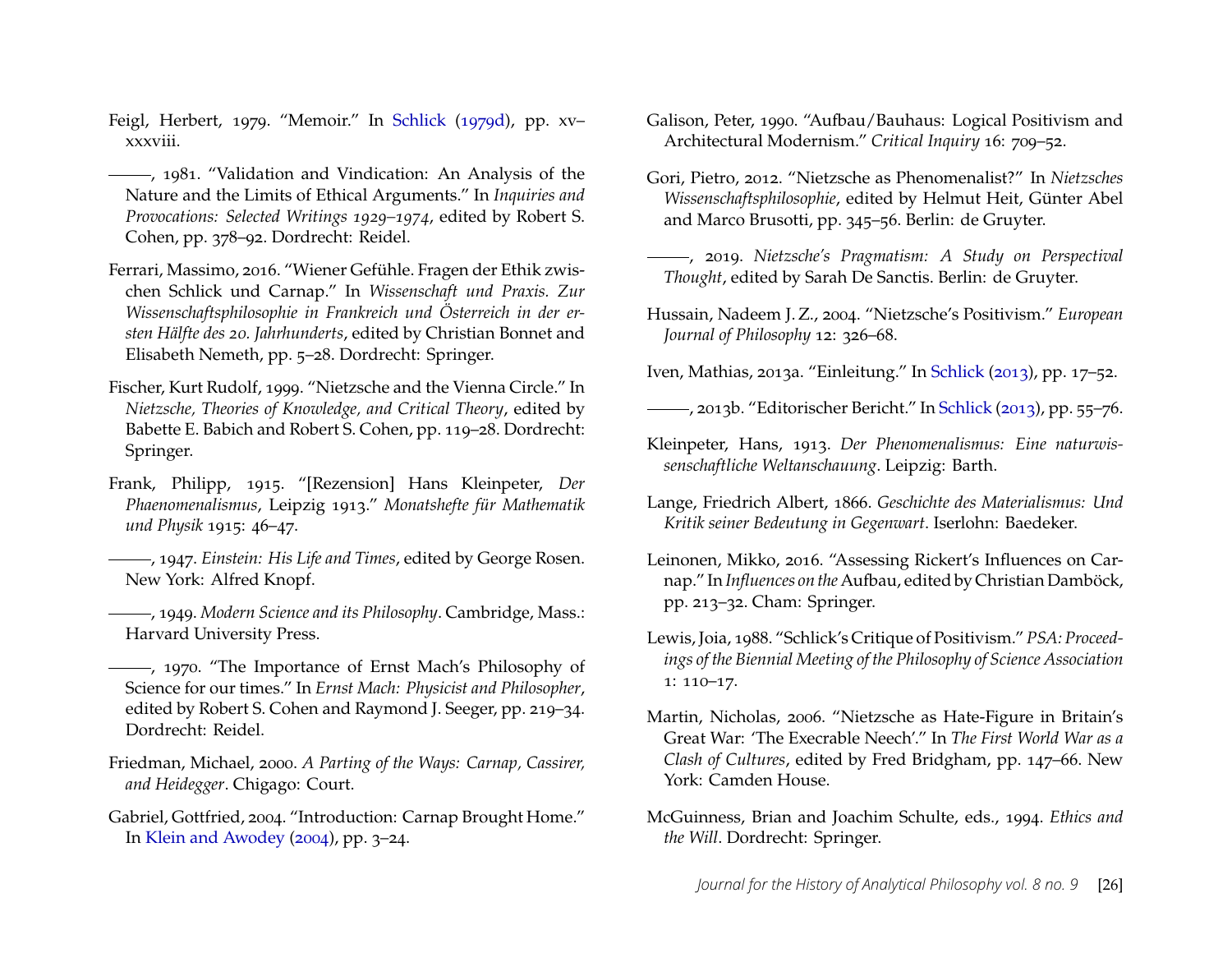Feigl, Herbert, 1979. "Memoir." In Schlick (1979d), pp. xv–xxxviii.

———, 1981. "Validation and Vindication: An Analysis of the Nature and the Limits of Ethical Arguments." In *Inquiries and Provocations: Selected Writings 1929–1974*, edited by Robert S. Cohen, pp. 378–92. Dordrecht: Reidel.

Ferrari, Massimo, 2016. "Wiener Gefühle. Fragen der Ethik zwischen Schlick und Carnap." In *Wissenschaft und Praxis. Zur Wissenschaftsphilosophie in Frankreich und Österreich in der ersten Hälfte des 20. Jahrhunderts*, edited by Christian Bonnet and Elisabeth Nemeth, pp. 5–28. Dordrecht: Springer.

Fischer, Kurt Rudolf, 1999. "Nietzsche and the Vienna Circle." In *Nietzsche, Theories of Knowledge, and Critical Theory*, edited by Babette E. Babich and Robert S. Cohen, pp. 119–28. Dordrecht: Springer.

Frank, Philipp, 1915. "[Rezension] Hans Kleinpeter, *Der Phaenomenalismus*, Leipzig 1913." *Monatshefte für Mathematik und Physik* 1915: 46–47.

———, 1947. *Einstein: His Life and Times*, edited by George Rosen. New York: Alfred Knopf.

———, 1949. *Modern Science and its Philosophy*. Cambridge, Mass.: Harvard University Press.

———, 1970. "The Importance of Ernst Mach's Philosophy of Science for our times." In *Ernst Mach: Physicist and Philosopher*, edited by Robert S. Cohen and Raymond J. Seeger, pp. 219–34. Dordrecht: Reidel.

Friedman, Michael, 2000. *A Parting of the Ways: Carnap, Cassirer, and Heidegger*. Chigago: Court.

Gabriel, Gottfried, 2004. "Introduction: Carnap Brought Home." In Klein and Awodey (2004), pp. 3–24.

Galison, Peter, 1990. "Aufbau/Bauhaus: Logical Positivism and Architectural Modernism." *Critical Inquiry* 16: 709–52.

Gori, Pietro, 2012. "Nietzsche as Phenomenalist?" In *Nietzsches Wissenschaftsphilosophie*, edited by Helmut Heit, Günter Abel and Marco Brusotti, pp. 345–56. Berlin: de Gruyter.

———, 2019. *Nietzsche's Pragmatism: A Study on Perspectival Thought*, edited by Sarah De Sanctis. Berlin: de Gruyter.

Hussain, Nadeem J. Z., 2004. "Nietzsche's Positivism." *European Journal of Philosophy* 12: 326–68.

Iven, Mathias, 2013a. "Einleitung." In Schlick (2013), pp. 17–52.

———, 2013b. "Editorischer Bericht." In Schlick (2013), pp. 55–76.

Kleinpeter, Hans, 1913. *Der Phenomenalismus: Eine naturwissenschaftliche Weltanschauung*. Leipzig: Barth.

Lange, Friedrich Albert, 1866. *Geschichte des Materialismus: Und Kritik seiner Bedeutung in Gegenwart*. Iserlohn: Baedeker.

Leinonen, Mikko, 2016. "Assessing Rickert's Influences on Carnap." In *Influences on the* Aufbau, edited by Christian Damböck, pp. 213–32. Cham: Springer.

Lewis, Joia, 1988. "Schlick's Critique of Positivism." *PSA: Proceedings of the Biennial Meeting of the Philosophy of Science Association* 1: 110–17.

Martin, Nicholas, 2006. "Nietzsche as Hate-Figure in Britain's Great War: 'The Execrable Neech'." In *The First World War as a Clash of Cultures*, edited by Fred Bridgham, pp. 147–66. New York: Camden House.

McGuinness, Brian and Joachim Schulte, eds., 1994. *Ethics and the Will*. Dordrecht: Springer.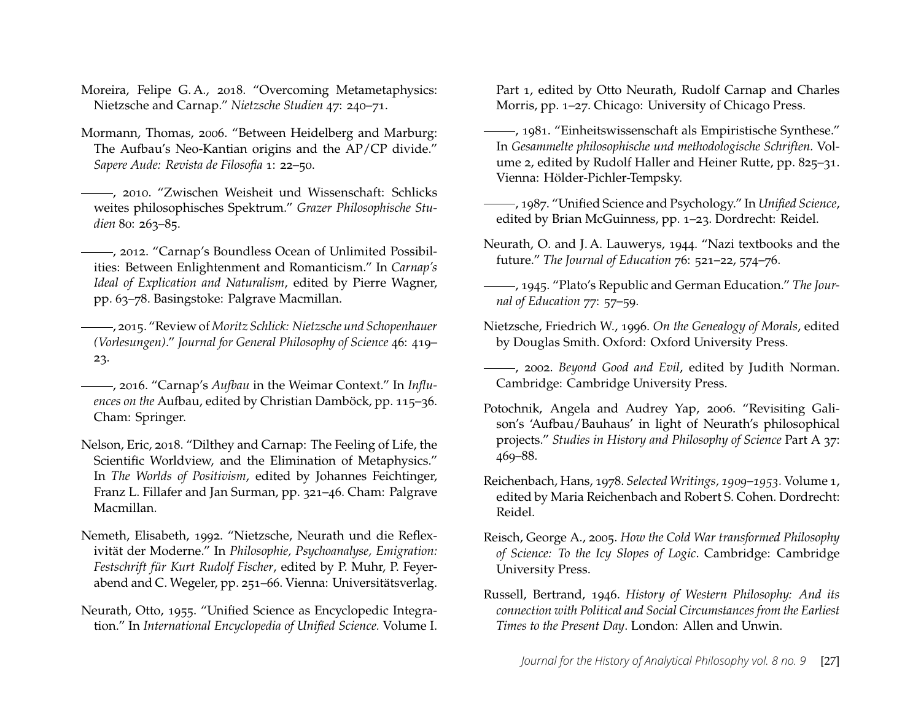Moreira, Felipe G. A., 2018. "Overcoming Metametaphysics: Nietzsche and Carnap." *Nietzsche Studien* 47: 240–71.

Mormann, Thomas, 2006. "Between Heidelberg and Marburg: The Aufbau's Neo-Kantian origins and the AP/CP divide." *Sapere Aude: Revista de Filosofia* 1: 22–50.

———, 2010. "Zwischen Weisheit und Wissenschaft: Schlicks weites philosophisches Spektrum." *Grazer Philosophische Studien* 80: 263–85.

———, 2012. "Carnap's Boundless Ocean of Unlimited Possibilities: Between Enlightenment and Romanticism." In *Carnap's Ideal of Explication and Naturalism*, edited by Pierre Wagner, pp. 63–78. Basingstoke: Palgrave Macmillan.

———, 2015. "Review of *Moritz Schlick: Nietzsche und Schopenhauer (Vorlesungen)*." *Journal for General Philosophy of Science* 46: 419–23.

———, 2016. "Carnap's *Aufbau* in the Weimar Context." In *Influences on the* Aufbau, edited by Christian Damböck, pp. 115–36. Cham: Springer.

Nelson, Eric, 2018. "Dilthey and Carnap: The Feeling of Life, the Scientific Worldview, and the Elimination of Metaphysics." In *The Worlds of Positivism*, edited by Johannes Feichtinger, Franz L. Fillafer and Jan Surman, pp. 321–46. Cham: Palgrave Macmillan.

Nemeth, Elisabeth, 1992. "Nietzsche, Neurath und die Reflexivität der Moderne." In *Philosophie, Psychoanalyse, Emigration: Festschrift für Kurt Rudolf Fischer*, edited by P. Muhr, P. Feyerabend and C. Wegeler, pp. 251–66. Vienna: Universitätsverlag.

Neurath, Otto, 1955. "Unified Science as Encyclopedic Integration." In *International Encyclopedia of Unified Science.* Volume I. Part 1, edited by Otto Neurath, Rudolf Carnap and Charles Morris, pp. 1–27. Chicago: University of Chicago Press.

———, 1981. "Einheitswissenschaft als Empiristische Synthese." In *Gesammelte philosophische und methodologische Schriften.* Volume 2, edited by Rudolf Haller and Heiner Rutte, pp. 825–31. Vienna: Hölder-Pichler-Tempsky.

———, 1987. "Unified Science and Psychology." In *Unified Science*, edited by Brian McGuinness, pp. 1–23. Dordrecht: Reidel.

Neurath, O. and J. A. Lauwerys, 1944. "Nazi textbooks and the future." *The Journal of Education* 76: 521–22, 574–76.

———, 1945. "Plato's Republic and German Education." *The Journal of Education* 77: 57–59.

Nietzsche, Friedrich W., 1996. *On the Genealogy of Morals*, edited by Douglas Smith. Oxford: Oxford University Press.

———, 2002. *Beyond Good and Evil*, edited by Judith Norman. Cambridge: Cambridge University Press.

Potochnik, Angela and Audrey Yap, 2006. "Revisiting Galison's 'Aufbau/Bauhaus' in light of Neurath's philosophical projects." *Studies in History and Philosophy of Science* Part A 37: 469–88.

Reichenbach, Hans, 1978. *Selected Writings, 1909–1953.* Volume 1, edited by Maria Reichenbach and Robert S. Cohen. Dordrecht: Reidel.

Reisch, George A., 2005. *How the Cold War transformed Philosophy of Science: To the Icy Slopes of Logic*. Cambridge: Cambridge University Press.

Russell, Bertrand, 1946. *History of Western Philosophy: And its connection with Political and Social Circumstances from the Earliest Times to the Present Day*. London: Allen and Unwin.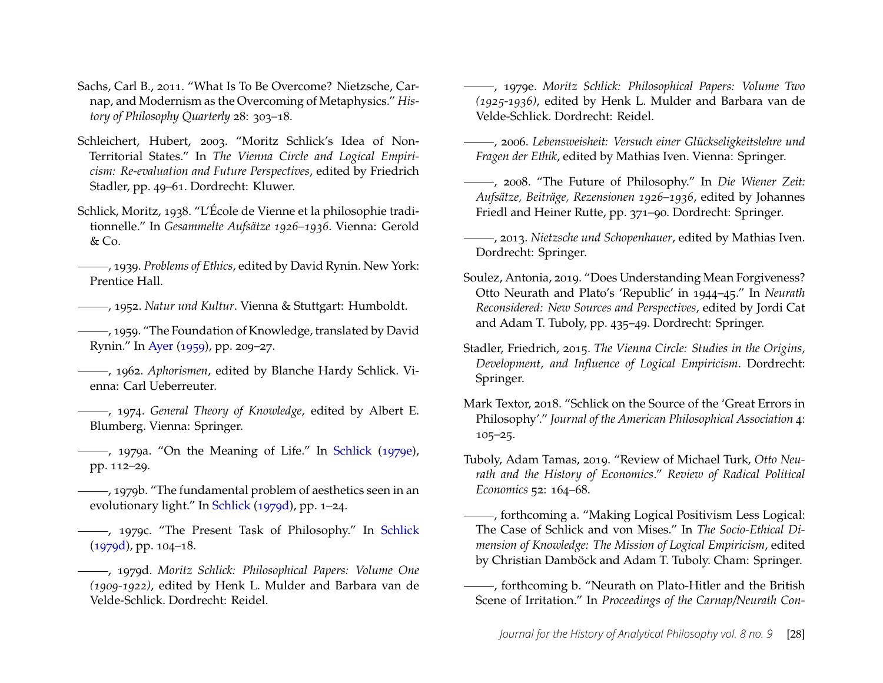Sachs, Carl B., 2011. "What Is To Be Overcome? Nietzsche, Carnap, and Modernism as the Overcoming of Metaphysics." *History of Philosophy Quarterly* 28: 303–18.

Schleichert, Hubert, 2003. "Moritz Schlick's Idea of Non-Territorial States." In *The Vienna Circle and Logical Empiricism: Re-evaluation and Future Perspectives*, edited by Friedrich Stadler, pp. 49–61. Dordrecht: Kluwer.

Schlick, Moritz, 1938. "L'École de Vienne et la philosophie traditionnelle." In *Gesammelte Aufsätze 1926–1936*. Vienna: Gerold & Co.

———, 1939. *Problems of Ethics*, edited by David Rynin. New York: Prentice Hall.

———, 1952. *Natur und Kultur*. Vienna & Stuttgart: Humboldt.

———, 1959. "The Foundation of Knowledge, translated by David Rynin." In Ayer (1959), pp. 209–27.

———, 1962. *Aphorismen*, edited by Blanche Hardy Schlick. Vienna: Carl Ueberreuter.

———, 1974. *General Theory of Knowledge*, edited by Albert E. Blumberg. Vienna: Springer.

———, 1979a. "On the Meaning of Life." In Schlick (1979e), pp. 112–29.

———, 1979b. "The fundamental problem of aesthetics seen in an evolutionary light." In Schlick (1979d), pp. 1–24.

———, 1979c. "The Present Task of Philosophy." In Schlick (1979d), pp. 104–18.

———, 1979d. *Moritz Schlick: Philosophical Papers: Volume One (1909-1922)*, edited by Henk L. Mulder and Barbara van de Velde-Schlick. Dordrecht: Reidel.

———, 1979e. *Moritz Schlick: Philosophical Papers: Volume Two (1925-1936)*, edited by Henk L. Mulder and Barbara van de Velde-Schlick. Dordrecht: Reidel.

———, 2006. *Lebensweisheit: Versuch einer Glückseligkeitslehre und Fragen der Ethik*, edited by Mathias Iven. Vienna: Springer.

———, 2008. "The Future of Philosophy." In *Die Wiener Zeit: Aufsätze, Beiträge, Rezensionen 1926–1936*, edited by Johannes Friedl and Heiner Rutte, pp. 371–90. Dordrecht: Springer.

———, 2013. *Nietzsche und Schopenhauer*, edited by Mathias Iven. Dordrecht: Springer.

Soulez, Antonia, 2019. "Does Understanding Mean Forgiveness? Otto Neurath and Plato's 'Republic' in 1944–45." In *Neurath Reconsidered: New Sources and Perspectives*, edited by Jordi Cat and Adam T. Tuboly, pp. 435–49. Dordrecht: Springer.

Stadler, Friedrich, 2015. *The Vienna Circle: Studies in the Origins, Development, and Influence of Logical Empiricism*. Dordrecht: Springer.

Mark Textor, 2018. "Schlick on the Source of the 'Great Errors in Philosophy'." *Journal of the American Philosophical Association* 4: 105–25.

Tuboly, Adam Tamas, 2019. "Review of Michael Turk, *Otto Neurath and the History of Economics*." *Review of Radical Political Economics* 52: 164–68.

———, forthcoming a. "Making Logical Positivism Less Logical: The Case of Schlick and von Mises." In *The Socio-Ethical Dimension of Knowledge: The Mission of Logical Empiricism*, edited by Christian Damböck and Adam T. Tuboly. Cham: Springer.

———, forthcoming b. "Neurath on Plato-Hitler and the British Scene of Irritation." In *Proceedings of the Carnap/Neurath Con-*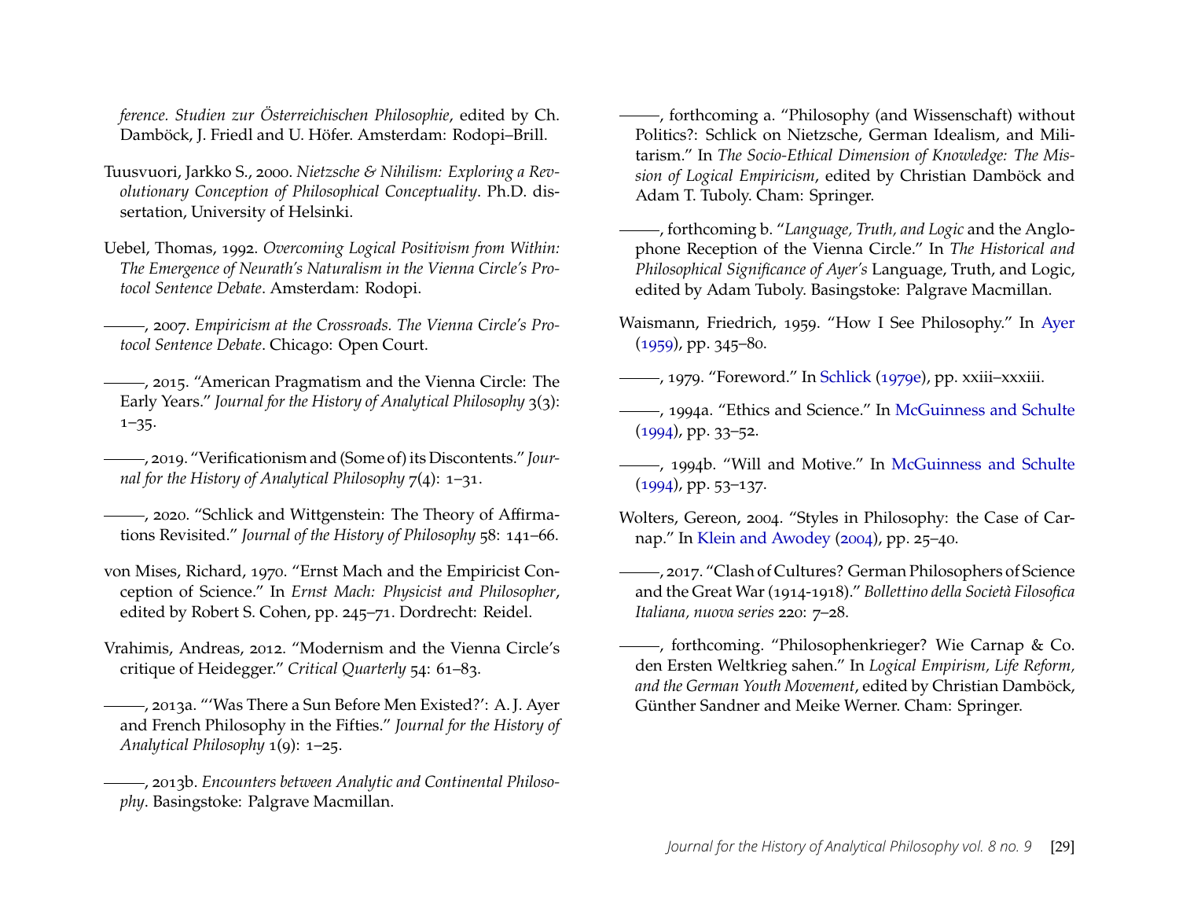*ference. Studien zur Österreichischen Philosophie*, edited by Ch. Damböck, J. Friedl and U. Höfer. Amsterdam: Rodopi–Brill.

Tuusvuori, Jarkko S., 2000. *Nietzsche & Nihilism: Exploring a Revolutionary Conception of Philosophical Conceptuality*. Ph.D. dissertation, University of Helsinki.

Uebel, Thomas, 1992. *Overcoming Logical Positivism from Within: The Emergence of Neurath's Naturalism in the Vienna Circle's Protocol Sentence Debate*. Amsterdam: Rodopi.

———, 2007. *Empiricism at the Crossroads. The Vienna Circle's Protocol Sentence Debate*. Chicago: Open Court.

———, 2015. "American Pragmatism and the Vienna Circle: The Early Years." *Journal for the History of Analytical Philosophy* 3(3): 1–35.

———, 2019. "Verificationism and (Some of) its Discontents." *Journal for the History of Analytical Philosophy* 7(4): 1–31.

———, 2020. "Schlick and Wittgenstein: The Theory of Affirmations Revisited." *Journal of the History of Philosophy* 58: 141–66.

von Mises, Richard, 1970. "Ernst Mach and the Empiricist Conception of Science." In *Ernst Mach: Physicist and Philosopher*, edited by Robert S. Cohen, pp. 245–71. Dordrecht: Reidel.

Vrahimis, Andreas, 2012. "Modernism and the Vienna Circle's critique of Heidegger." *Critical Quarterly* 54: 61–83.

———, 2013a. "'Was There a Sun Before Men Existed?': A. J. Ayer and French Philosophy in the Fifties." *Journal for the History of Analytical Philosophy* 1(9): 1–25.

———, 2013b. *Encounters between Analytic and Continental Philosophy*. Basingstoke: Palgrave Macmillan.

———, forthcoming a. "Philosophy (and Wissenschaft) without Politics?: Schlick on Nietzsche, German Idealism, and Militarism." In *The Socio-Ethical Dimension of Knowledge: The Mission of Logical Empiricism*, edited by Christian Damböck and Adam T. Tuboly. Cham: Springer.

———, forthcoming b. "*Language, Truth, and Logic* and the Anglophone Reception of the Vienna Circle." In *The Historical and Philosophical Significance of Ayer's* Language, Truth, and Logic, edited by Adam Tuboly. Basingstoke: Palgrave Macmillan.

Waismann, Friedrich, 1959. "How I See Philosophy." In Ayer (1959), pp. 345–80.

———, 1979. "Foreword." In Schlick (1979e), pp. xxiii–xxxiii.

———, 1994a. "Ethics and Science." In McGuinness and Schulte (1994), pp. 33–52.

———, 1994b. "Will and Motive." In McGuinness and Schulte (1994), pp. 53–137.

Wolters, Gereon, 2004. "Styles in Philosophy: the Case of Carnap." In Klein and Awodey (2004), pp. 25–40.

———, 2017. "Clash of Cultures? German Philosophers of Science and the Great War (1914-1918)." *Bollettino della Società Filosofica Italiana, nuova series* 220: 7–28.

———, forthcoming. "Philosophenkrieger? Wie Carnap & Co. den Ersten Weltkrieg sahen." In *Logical Empirism, Life Reform, and the German Youth Movement*, edited by Christian Damböck, Günther Sandner and Meike Werner. Cham: Springer.